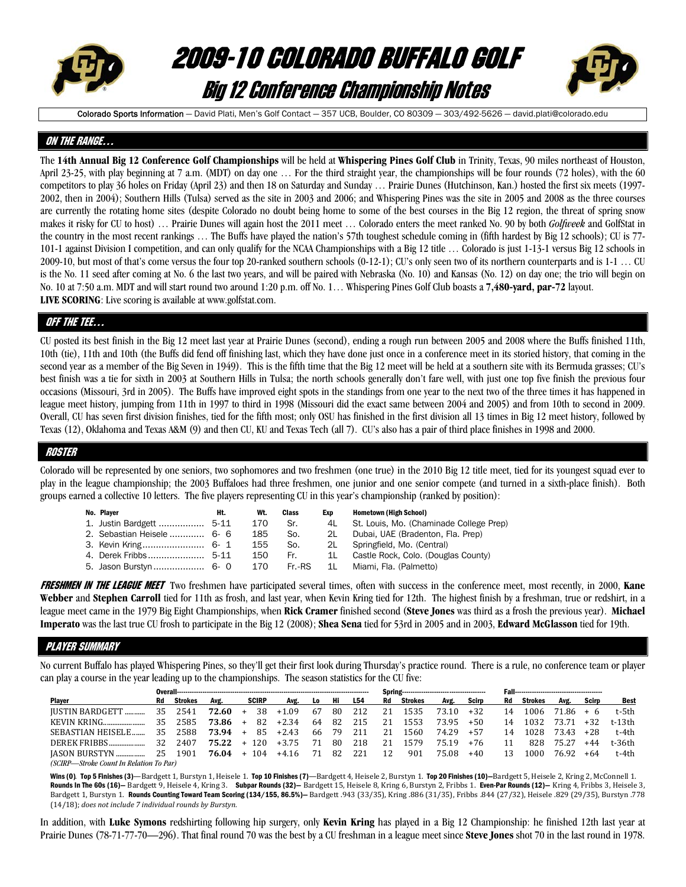# 2009-10 COLORADO BUFFALO GOLF

## Big 12 Conference Championship Notes

Colorado Sports Information — David Plati, Men's Golf Contact — 357 UCB, Boulder, CO 80309 — 303/492-5626 — david.plati@colorado.edu

### ON THE RANGE…

The **14th Annual Big 12 Conference Golf Championships** will be held at **Whispering Pines Golf Club** in Trinity, Texas, 90 miles northeast of Houston, April 23-25, with play beginning at 7 a.m. (MDT) on day one … For the third straight year, the championships will be four rounds (72 holes), with the 60 competitors to play 36 holes on Friday (April 23) and then 18 on Saturday and Sunday … Prairie Dunes (Hutchinson, Kan.) hosted the first six meets (1997-2002, then in 2004); Southern Hills (Tulsa) served as the site in 2003 and 2006; and Whispering Pines was the site in 2005 and 2008 as the three courses are currently the rotating home sites (despite Colorado no doubt being home to some of the best courses in the Big 12 region, the threat of spring snow makes it risky for CU to host) … Prairie Dunes will again host the 2011 meet … Colorado enters the meet ranked No. 90 by both *Golfweek* and GolfStat in the country in the most recent rankings … The Buffs have played the nation's 57th toughest schedule coming in (fifth hardest by Big 12 schools); CU is 77-101-1 against Division I competition, and can only qualify for the NCAA Championships with a Big 12 title … Colorado is just 1-13-1 versus Big 12 schools in 2009-10, but most of that's come versus the four top 20-ranked southern schools (0-12-1); CU's only seen two of its northern counterparts and is 1-1 … CU is the No. 11 seed after coming at No. 6 the last two years, and will be paired with Nebraska (No. 10) and Kansas (No. 12) on day one; the trio will begin on No. 10 at 7:50 a.m. MDT and will start round two around 1:20 p.m. off No. 1… Whispering Pines Golf Club boasts a **7,480-yard, par-72** layout.

**LIVE SCORING**: Live scoring is available at www.golfstat.com.

### OFF THE TEE…

CU posted its best finish in the Big 12 meet last year at Prairie Dunes (second), ending a rough run between 2005 and 2008 where the Buffs finished 11th, 10th (tie), 11th and 10th (the Buffs did fend off finishing last, which they have done just once in a conference meet in its storied history, that coming in the second year as a member of the Big Seven in 1949). This is the fifth time that the Big 12 meet will be held at a southern site with its Bermuda grasses; CU's best finish was a tie for sixth in 2003 at Southern Hills in Tulsa; the north schools generally don't fare well, with just one top five finish the previous four occasions (Missouri, 3rd in 2005). The Buffs have improved eight spots in the standings from one year to the next two of the three times it has happened in league meet history, jumping from 11th in 1997 to third in 1998 (Missouri did the exact same between 2004 and 2005) and from 10th to second in 2009. Overall, CU has seven first division finishes, tied for the fifth most; only OSU has finished in the first division all 13 times in Big 12 meet history, followed by Texas (12), Oklahoma and Texas A&M (9) and then CU, KU and Texas Tech (all 7). CU's also has a pair of third place finishes in 1998 and 2000.

### ROSTER

Colorado will be represented by one seniors, two sophomores and two freshmen (one true) in the 2010 Big 12 title meet, tied for its youngest squad ever to play in the league championship; the 2003 Buffaloes had three freshmen, one junior and one senior compete (and turned in a sixth-place finish). Both groups earned a collective 10 letters. The five players representing CU in this year's championship (ranked by position):

| No. | Player | Ht. | Wt. | Class | Exp | Hometown (High School) |
|---|---|---|---|---|---|---|
| 1. | Justin Bardgett | 5-11 | 170 | Sr. | 4L | St. Louis, Mo. (Chaminade College Prep) |
| 2. | Sebastian Heisele | 6- 6 | 185 | So. | 2L | Dubai, UAE (Bradenton, Fla. Prep) |
| 3. | Kevin Kring | 6- 1 | 155 | So. | 2L | Springfield, Mo. (Central) |
| 4. | Derek Fribbs | 5-11 | 150 | Fr. | 1L | Castle Rock, Colo. (Douglas County) |
| 5. | Jason Burstyn | 6- 0 | 170 | Fr.-RS | 1L | Miami, Fla. (Palmetto) |

***FRESHMEN IN THE LEAGUE MEET*** Two freshmen have participated several times, often with success in the conference meet, most recently, in 2000, **Kane Webber** and **Stephen Carroll** tied for 11th as frosh, and last year, when Kevin Kring tied for 12th. The highest finish by a freshman, true or redshirt, in a league meet came in the 1979 Big Eight Championships, when **Rick Cramer** finished second (**Steve Jones** was third as a frosh the previous year). **Michael Imperato** was the last true CU frosh to participate in the Big 12 (2008); **Shea Sena** tied for 53rd in 2005 and in 2003, **Edward McGlasson** tied for 19th.

### PLAYER SUMMARY

No current Buffalo has played Whispering Pines, so they'll get their first look during Thursday's practice round. There is a rule, no conference team or player can play a course in the year leading up to the championships. The season statistics for the CU five:

| | Overall | | | | | | | | Spring | | | | Fall | | | | |
|---|---|---|---|---|---|---|---|---|---|---|---|---|---|---|---|---|---|
| Player | Rd | Strokes | Avg. | SCIRP | Avg. | Lo | Hi | L54 | Rd | Strokes | Avg. | Scirp | Rd | Strokes | Avg. | Scirp | Best |
| JUSTIN BARDGETT | 35 | 2541 | **72.60** | + 38 | +1.09 | 67 | 80 | 212 | 21 | 1535 | 73.10 | +32 | 14 | 1006 | 71.86 | + 6 | t-5th |
| KEVIN KRING | 35 | 2585 | **73.86** | + 82 | +2.34 | 64 | 82 | 215 | 21 | 1553 | 73.95 | +50 | 14 | 1032 | 73.71 | +32 | t-13th |
| SEBASTIAN HEISELE | 35 | 2588 | **73.94** | + 85 | +2.43 | 66 | 79 | 211 | 21 | 1560 | 74.29 | +57 | 14 | 1028 | 73.43 | +28 | t-4th |
| DEREK FRIBBS | 32 | 2407 | **75.22** | + 120 | +3.75 | 71 | 80 | 218 | 21 | 1579 | 75.19 | +76 | 11 | 828 | 75.27 | +44 | t-36th |
| JASON BURSTYN | 25 | 1901 | **76.04** | + 104 | +4.16 | 71 | 82 | 221 | 12 | 901 | 75.08 | +40 | 13 | 1000 | 76.92 | +64 | t-4th |

*(SCIRP—Stroke Count In Relation To Par)*

**Wins (0)**. **Top 5 Finishes (3)**—Bardgett 1, Burstyn 1, Heisele 1. **Top 10 Finishes (7)**—Bardgett 4, Heisele 2, Burstyn 1. **Top 20 Finishes (10)**—Bardgett 5, Heisele 2, Kring 2, McConnell 1. **Rounds In The 60s (16)**— Bardgett 9, Heisele 4, Kring 3. **Subpar Rounds (32)**— Bardgett 15, Heisele 8, Kring 6, Burstyn 2, Fribbs 1. **Even-Par Rounds (12)**— Kring 4, Fribbs 3, Heisele 3, Bardgett 1, Burstyn 1. **Rounds Counting Toward Team Scoring (134/155, 86.5%)**— Bardgett .943 (33/35), Kring .886 (31/35), Fribbs .844 (27/32), Heisele .829 (29/35), Burstyn .778 (14/18); *does not include 7 individual rounds by Burstyn.*

In addition, with **Luke Symons** redshirting following hip surgery, only **Kevin Kring** has played in a Big 12 Championship: he finished 12th last year at Prairie Dunes (78-71-77-70—296). That final round 70 was the best by a CU freshman in a league meet since **Steve Jones** shot 70 in the last round in 1978.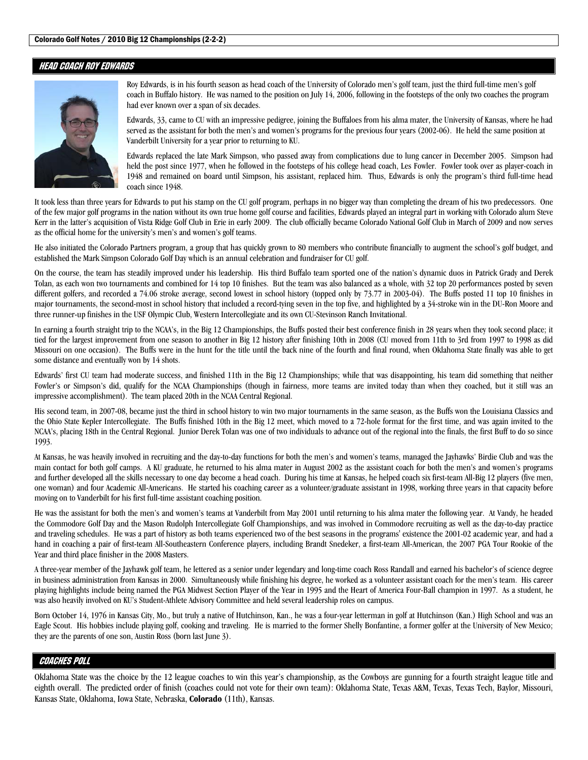## HEAD COACH ROY EDWARDS

Roy Edwards, is in his fourth season as head coach of the University of Colorado men's golf team, just the third full-time men's golf coach in Buffalo history. He was named to the position on July 14, 2006, following in the footsteps of the only two coaches the program had ever known over a span of six decades.

Edwards, 33, came to CU with an impressive pedigree, joining the Buffaloes from his alma mater, the University of Kansas, where he had served as the assistant for both the men's and women's programs for the previous four years (2002-06). He held the same position at Vanderbilt University for a year prior to returning to KU.

Edwards replaced the late Mark Simpson, who passed away from complications due to lung cancer in December 2005. Simpson had held the post since 1977, when he followed in the footsteps of his college head coach, Les Fowler. Fowler took over as player-coach in 1948 and remained on board until Simpson, his assistant, replaced him. Thus, Edwards is only the program's third full-time head coach since 1948.

It took less than three years for Edwards to put his stamp on the CU golf program, perhaps in no bigger way than completing the dream of his two predecessors. One of the few major golf programs in the nation without its own true home golf course and facilities, Edwards played an integral part in working with Colorado alum Steve Kerr in the latter's acquisition of Vista Ridge Golf Club in Erie in early 2009. The club officially became Colorado National Golf Club in March of 2009 and now serves as the official home for the university's men's and women's golf teams.

He also initiated the Colorado Partners program, a group that has quickly grown to 80 members who contribute financially to augment the school's golf budget, and established the Mark Simpson Colorado Golf Day which is an annual celebration and fundraiser for CU golf.

On the course, the team has steadily improved under his leadership. His third Buffalo team sported one of the nation's dynamic duos in Patrick Grady and Derek Tolan, as each won two tournaments and combined for 14 top 10 finishes. But the team was also balanced as a whole, with 32 top 20 performances posted by seven different golfers, and recorded a 74.06 stroke average, second lowest in school history (topped only by 73.77 in 2003-04). The Buffs posted 11 top 10 finishes in major tournaments, the second-most in school history that included a record-tying seven in the top five, and highlighted by a 34-stroke win in the DU-Ron Moore and three runner-up finishes in the USF Olympic Club, Western Intercollegiate and its own CU-Stevinson Ranch Invitational.

In earning a fourth straight trip to the NCAA's, in the Big 12 Championships, the Buffs posted their best conference finish in 28 years when they took second place; it tied for the largest improvement from one season to another in Big 12 history after finishing 10th in 2008 (CU moved from 11th to 3rd from 1997 to 1998 as did Missouri on one occasion). The Buffs were in the hunt for the title until the back nine of the fourth and final round, when Oklahoma State finally was able to get some distance and eventually won by 14 shots.

Edwards' first CU team had moderate success, and finished 11th in the Big 12 Championships; while that was disappointing, his team did something that neither Fowler's or Simpson's did, qualify for the NCAA Championships (though in fairness, more teams are invited today than when they coached, but it still was an impressive accomplishment). The team placed 20th in the NCAA Central Regional.

His second team, in 2007-08, became just the third in school history to win two major tournaments in the same season, as the Buffs won the Louisiana Classics and the Ohio State Kepler Intercollegiate. The Buffs finished 10th in the Big 12 meet, which moved to a 72-hole format for the first time, and was again invited to the NCAA's, placing 18th in the Central Regional. Junior Derek Tolan was one of two individuals to advance out of the regional into the finals, the first Buff to do so since 1993.

At Kansas, he was heavily involved in recruiting and the day-to-day functions for both the men's and women's teams, managed the Jayhawks' Birdie Club and was the main contact for both golf camps. A KU graduate, he returned to his alma mater in August 2002 as the assistant coach for both the men's and women's programs and further developed all the skills necessary to one day become a head coach. During his time at Kansas, he helped coach six first-team All-Big 12 players (five men, one woman) and four Academic All-Americans. He started his coaching career as a volunteer/graduate assistant in 1998, working three years in that capacity before moving on to Vanderbilt for his first full-time assistant coaching position.

He was the assistant for both the men's and women's teams at Vanderbilt from May 2001 until returning to his alma mater the following year. At Vandy, he headed the Commodore Golf Day and the Mason Rudolph Intercollegiate Golf Championships, and was involved in Commodore recruiting as well as the day-to-day practice and traveling schedules. He was a part of history as both teams experienced two of the best seasons in the programs' existence the 2001-02 academic year, and had a hand in coaching a pair of first-team All-Southeastern Conference players, including Brandt Snedeker, a first-team All-American, the 2007 PGA Tour Rookie of the Year and third place finisher in the 2008 Masters.

A three-year member of the Jayhawk golf team, he lettered as a senior under legendary and long-time coach Ross Randall and earned his bachelor's of science degree in business administration from Kansas in 2000. Simultaneously while finishing his degree, he worked as a volunteer assistant coach for the men's team. His career playing highlights include being named the PGA Midwest Section Player of the Year in 1995 and the Heart of America Four-Ball champion in 1997. As a student, he was also heavily involved on KU's Student-Athlete Advisory Committee and held several leadership roles on campus.

Born October 14, 1976 in Kansas City, Mo., but truly a native of Hutchinson, Kan., he was a four-year letterman in golf at Hutchinson (Kan.) High School and was an Eagle Scout. His hobbies include playing golf, cooking and traveling. He is married to the former Shelly Bonfantine, a former golfer at the University of New Mexico; they are the parents of one son, Austin Ross (born last June 3).

## COACHES POLL

Oklahoma State was the choice by the 12 league coaches to win this year's championship, as the Cowboys are gunning for a fourth straight league title and eighth overall. The predicted order of finish (coaches could not vote for their own team): Oklahoma State, Texas A&M, Texas, Texas Tech, Baylor, Missouri, Kansas State, Oklahoma, Iowa State, Nebraska, **Colorado** (11th), Kansas.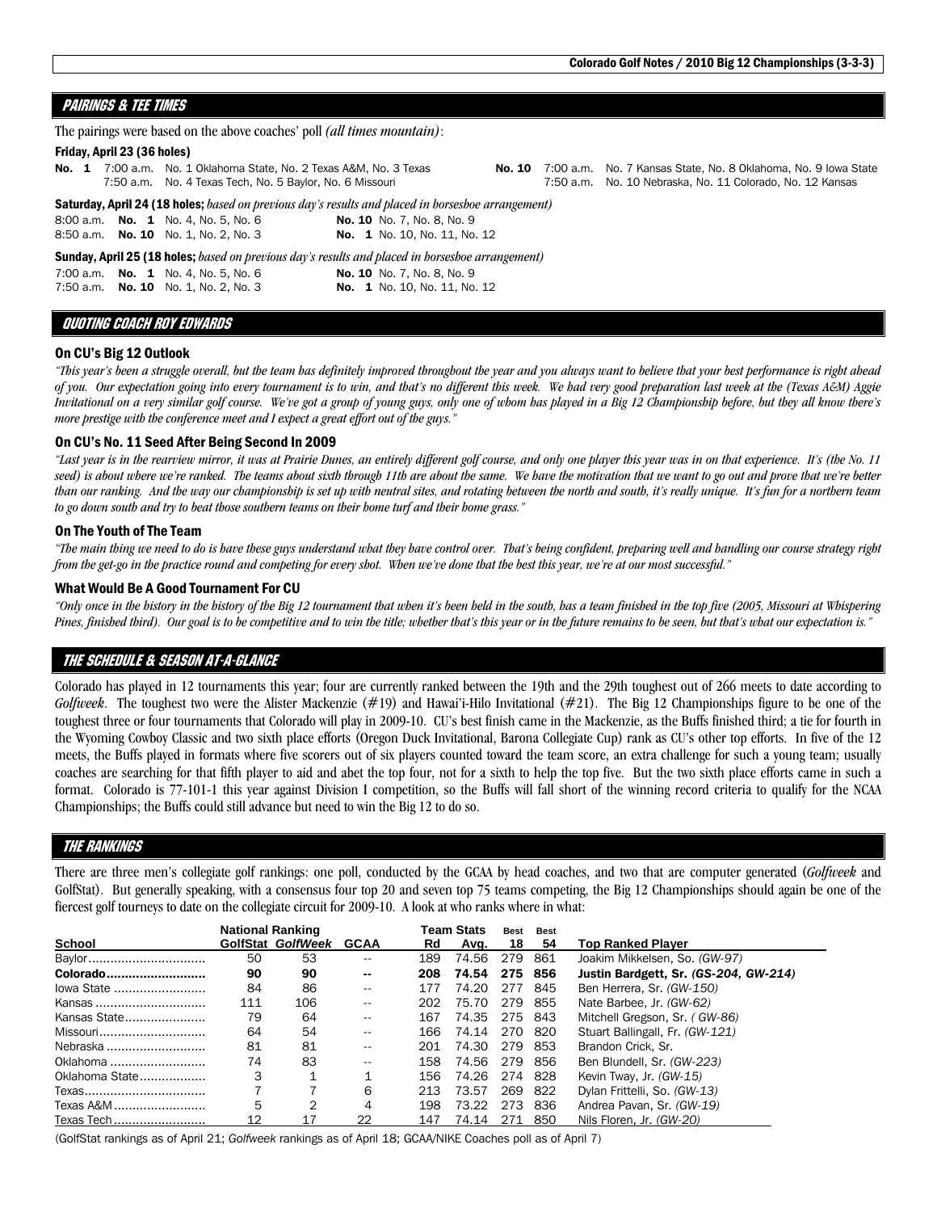## PAIRINGS & TEE TIMES

The pairings were based on the above coaches' poll *(all times mountain)*:

**Friday, April 23 (36 holes)**

**No. 1** 7:00 a.m. No. 1 Oklahoma State, No. 2 Texas A&M, No. 3 Texas
7:50 a.m. No. 4 Texas Tech, No. 5 Baylor, No. 6 Missouri

**No. 10** 7:00 a.m. No. 7 Kansas State, No. 8 Oklahoma, No. 9 Iowa State
7:50 a.m. No. 10 Nebraska, No. 11 Colorado, No. 12 Kansas

**Saturday, April 24 (18 holes;** *based on previous day's results and placed in horseshoe arrangement)*

8:00 a.m. **No. 1** No. 4, No. 5, No. 6 — **No. 10** No. 7, No. 8, No. 9
8:50 a.m. **No. 10** No. 1, No. 2, No. 3 — **No. 1** No. 10, No. 11, No. 12

**Sunday, April 25 (18 holes;** *based on previous day's results and placed in horseshoe arrangement)*

7:00 a.m. **No. 1** No. 4, No. 5, No. 6 — **No. 10** No. 7, No. 8, No. 9
7:50 a.m. **No. 10** No. 1, No. 2, No. 3 — **No. 1** No. 10, No. 11, No. 12

## QUOTING COACH ROY EDWARDS

### On CU's Big 12 Outlook

*"This year's been a struggle overall, but the team has definitely improved throughout the year and you always want to believe that your best performance is right ahead of you. Our expectation going into every tournament is to win, and that's no different this week. We had very good preparation last week at the (Texas A&M) Aggie Invitational on a very similar golf course. We've got a group of young guys, only one of whom has played in a Big 12 Championship before, but they all know there's more prestige with the conference meet and I expect a great effort out of the guys."*

### On CU's No. 11 Seed After Being Second In 2009

*"Last year is in the rearview mirror, it was at Prairie Dunes, an entirely different golf course, and only one player this year was in on that experience. It's (the No. 11 seed) is about where we're ranked. The teams about sixth through 11th are about the same. We have the motivation that we want to go out and prove that we're better than our ranking. And the way our championship is set up with neutral sites, and rotating between the north and south, it's really unique. It's fun for a northern team to go down south and try to beat those southern teams on their home turf and their home grass."*

### On The Youth of The Team

*"The main thing we need to do is have these guys understand what they have control over. That's being confident, preparing well and handling our course strategy right from the get-go in the practice round and competing for every shot. When we've done that the best this year, we're at our most successful."*

### What Would Be A Good Tournament For CU

*"Only once in the history in the history of the Big 12 tournament that when it's been held in the south, has a team finished in the top five (2005, Missouri at Whispering Pines, finished third). Our goal is to be competitive and to win the title; whether that's this year or in the future remains to be seen, but that's what our expectation is."*

## THE SCHEDULE & SEASON AT-A-GLANCE

Colorado has played in 12 tournaments this year; four are currently ranked between the 19th and the 29th toughest out of 266 meets to date according to *Golfweek*. The toughest two were the Alister Mackenzie (#19) and Hawai'i-Hilo Invitational (#21). The Big 12 Championships figure to be one of the toughest three or four tournaments that Colorado will play in 2009-10. CU's best finish came in the Mackenzie, as the Buffs finished third; a tie for fourth in the Wyoming Cowboy Classic and two sixth place efforts (Oregon Duck Invitational, Barona Collegiate Cup) rank as CU's other top efforts. In five of the 12 meets, the Buffs played in formats where five scorers out of six players counted toward the team score, an extra challenge for such a young team; usually coaches are searching for that fifth player to aid and abet the top four, not for a sixth to help the top five. But the two sixth place efforts came in such a format. Colorado is 77-101-1 this year against Division I competition, so the Buffs will fall short of the winning record criteria to qualify for the NCAA Championships; the Buffs could still advance but need to win the Big 12 to do so.

## THE RANKINGS

There are three men's collegiate golf rankings: one poll, conducted by the GCAA by head coaches, and two that are computer generated (*Golfweek* and GolfStat). But generally speaking, with a consensus four top 20 and seven top 75 teams competing, the Big 12 Championships should again be one of the fiercest golf tourneys to date on the collegiate circuit for 2009-10. A look at who ranks where in what:

| | National Ranking | | | Team Stats | | Best | Best | |
|---|---|---|---|---|---|---|---|---|
| **School** | **GolfStat** | ***GolfWeek*** | **GCAA** | **Rd** | **Avg.** | **18** | **54** | **Top Ranked Player** |
| Baylor | 50 | 53 | -- | 189 | 74.56 | 279 | 861 | Joakim Mikkelsen, So. *(GW-97)* |
| **Colorado** | **90** | **90** | **--** | **208** | **74.54** | **275** | **856** | **Justin Bardgett, Sr. *(GS-204, GW-214)*** |
| Iowa State | 84 | 86 | -- | 177 | 74.20 | 277 | 845 | Ben Herrera, Sr. *(GW-150)* |
| Kansas | 111 | 106 | -- | 202 | 75.70 | 279 | 855 | Nate Barbee, Jr. *(GW-62)* |
| Kansas State | 79 | 64 | -- | 167 | 74.35 | 275 | 843 | Mitchell Gregson, Sr. *( GW-86)* |
| Missouri | 64 | 54 | -- | 166 | 74.14 | 270 | 820 | Stuart Ballingall, Fr. *(GW-121)* |
| Nebraska | 81 | 81 | -- | 201 | 74.30 | 279 | 853 | Brandon Crick, Sr. |
| Oklahoma | 74 | 83 | -- | 158 | 74.56 | 279 | 856 | Ben Blundell, Sr. *(GW-223)* |
| Oklahoma State | 3 | 1 | 1 | 156 | 74.26 | 274 | 828 | Kevin Tway, Jr. *(GW-15)* |
| Texas | 7 | 7 | 6 | 213 | 73.57 | 269 | 822 | Dylan Frittelli, So. *(GW-13)* |
| Texas A&M | 5 | 2 | 4 | 198 | 73.22 | 273 | 836 | Andrea Pavan, Sr. *(GW-19)* |
| Texas Tech | 12 | 17 | 22 | 147 | 74.14 | 271 | 850 | Nils Floren, Jr. *(GW-20)* |

(GolfStat rankings as of April 21; *Golfweek* rankings as of April 18; GCAA/NIKE Coaches poll as of April 7)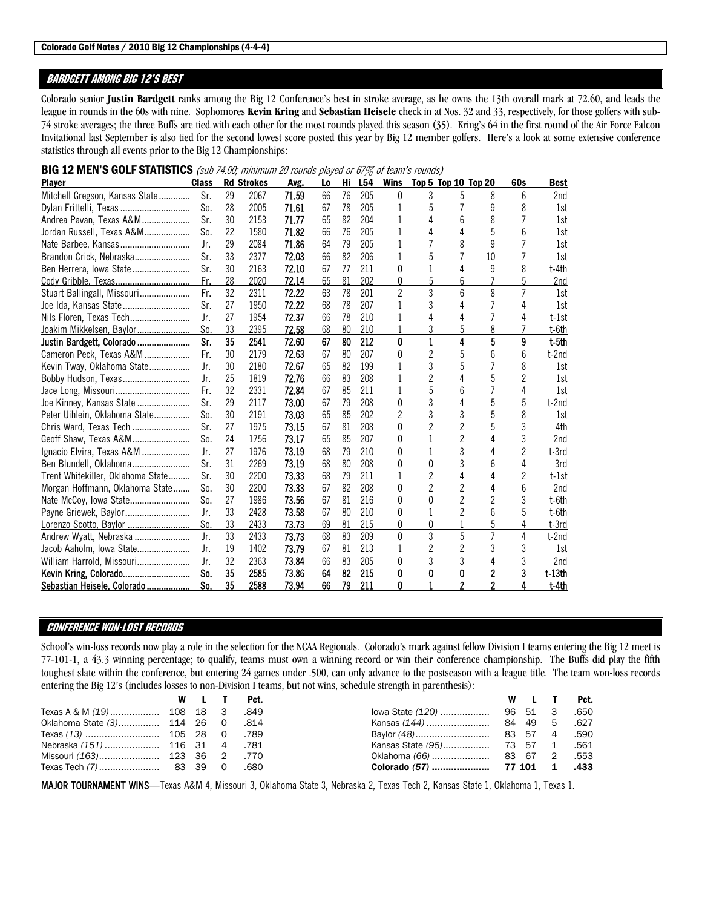**Colorado Golf Notes / 2010 Big 12 Championships (4-4-4)**

## BARDGETT AMONG BIG 12'S BEST

Colorado senior **Justin Bardgett** ranks among the Big 12 Conference's best in stroke average, as he owns the 13th overall mark at 72.60, and leads the league in rounds in the 60s with nine. Sophomores **Kevin Kring** and **Sebastian Heisele** check in at Nos. 32 and 33, respectively, for those golfers with sub-74 stroke averages; the three Buffs are tied with each other for the most rounds played this season (35). Kring's 64 in the first round of the Air Force Falcon Invitational last September is also tied for the second lowest score posted this year by Big 12 member golfers. Here's a look at some extensive conference statistics through all events prior to the Big 12 Championships:

**BIG 12 MEN'S GOLF STATISTICS** *(sub 74.00; minimum 20 rounds played or 67% of team's rounds)*

| Player | Class | Rd | Strokes | Avg. | Lo | Hi | L54 | Wins | Top 5 | Top 10 | Top 20 | 60s | Best |
|---|---|---|---|---|---|---|---|---|---|---|---|---|---|
| Mitchell Gregson, Kansas State | Sr. | 29 | 2067 | 71.59 | 66 | 76 | 205 | 0 | 3 | 5 | 8 | 6 | 2nd |
| Dylan Frittelli, Texas | So. | 28 | 2005 | 71.61 | 67 | 78 | 205 | 1 | 5 | 7 | 9 | 8 | 1st |
| Andrea Pavan, Texas A&M | Sr. | 30 | 2153 | 71.77 | 65 | 82 | 204 | 1 | 4 | 6 | 8 | 7 | 1st |
| Jordan Russell, Texas A&M | So. | 22 | 1580 | 71.82 | 66 | 76 | 205 | 1 | 4 | 4 | 5 | 6 | 1st |
| Nate Barbee, Kansas | Jr. | 29 | 2084 | 71.86 | 64 | 79 | 205 | 1 | 7 | 8 | 9 | 7 | 1st |
| Brandon Crick, Nebraska | Sr. | 33 | 2377 | 72.03 | 66 | 82 | 206 | 1 | 5 | 7 | 10 | 7 | 1st |
| Ben Herrera, Iowa State | Sr. | 30 | 2163 | 72.10 | 67 | 77 | 211 | 0 | 1 | 4 | 9 | 8 | t-4th |
| Cody Gribble, Texas | Fr. | 28 | 2020 | 72.14 | 65 | 81 | 202 | 0 | 5 | 6 | 7 | 5 | 2nd |
| Stuart Ballingall, Missouri | Fr. | 32 | 2311 | 72.22 | 63 | 78 | 201 | 2 | 3 | 6 | 8 | 7 | 1st |
| Joe Ida, Kansas State | Sr. | 27 | 1950 | 72.22 | 68 | 78 | 207 | 1 | 3 | 4 | 7 | 4 | 1st |
| Nils Floren, Texas Tech | Jr. | 27 | 1954 | 72.37 | 66 | 78 | 210 | 1 | 4 | 4 | 7 | 4 | t-1st |
| Joakim Mikkelsen, Baylor | So. | 33 | 2395 | 72.58 | 68 | 80 | 210 | 1 | 3 | 5 | 8 | 7 | t-6th |
| **Justin Bardgett, Colorado** | **Sr.** | **35** | **2541** | **72.60** | **67** | **80** | **212** | **0** | **1** | **4** | **5** | **9** | **t-5th** |
| Cameron Peck, Texas A&M | Fr. | 30 | 2179 | 72.63 | 67 | 80 | 207 | 0 | 2 | 5 | 6 | 6 | t-2nd |
| Kevin Tway, Oklahoma State | Jr. | 30 | 2180 | 72.67 | 65 | 82 | 199 | 1 | 3 | 5 | 7 | 8 | 1st |
| Bobby Hudson, Texas | Jr. | 25 | 1819 | 72.76 | 66 | 83 | 208 | 1 | 2 | 4 | 5 | 2 | 1st |
| Jace Long, Missouri | Fr. | 32 | 2331 | 72.84 | 67 | 85 | 211 | 1 | 5 | 6 | 7 | 4 | 1st |
| Joe Kinney, Kansas State | Sr. | 29 | 2117 | 73.00 | 67 | 79 | 208 | 0 | 3 | 4 | 5 | 5 | t-2nd |
| Peter Uihlein, Oklahoma State | So. | 30 | 2191 | 73.03 | 65 | 85 | 202 | 2 | 3 | 3 | 5 | 8 | 1st |
| Chris Ward, Texas Tech | Sr. | 27 | 1975 | 73.15 | 67 | 81 | 208 | 0 | 2 | 2 | 5 | 3 | 4th |
| Geoff Shaw, Texas A&M | So. | 24 | 1756 | 73.17 | 65 | 85 | 207 | 0 | 1 | 2 | 4 | 3 | 2nd |
| Ignacio Elvira, Texas A&M | Jr. | 27 | 1976 | 73.19 | 68 | 79 | 210 | 0 | 1 | 3 | 4 | 2 | t-3rd |
| Ben Blundell, Oklahoma | Sr. | 31 | 2269 | 73.19 | 68 | 80 | 208 | 0 | 0 | 3 | 6 | 4 | 3rd |
| Trent Whitekiller, Oklahoma State | Sr. | 30 | 2200 | 73.33 | 68 | 79 | 211 | 1 | 2 | 4 | 4 | 2 | t-1st |
| Morgan Hoffmann, Oklahoma State | So. | 30 | 2200 | 73.33 | 67 | 82 | 208 | 0 | 2 | 2 | 4 | 6 | 2nd |
| Nate McCoy, Iowa State | So. | 27 | 1986 | 73.56 | 67 | 81 | 216 | 0 | 0 | 2 | 2 | 3 | t-6th |
| Payne Griewek, Baylor | Jr. | 33 | 2428 | 73.58 | 67 | 80 | 210 | 0 | 1 | 2 | 6 | 5 | t-6th |
| Lorenzo Scotto, Baylor | So. | 33 | 2433 | 73.73 | 69 | 81 | 215 | 0 | 0 | 1 | 5 | 4 | t-3rd |
| Andrew Wyatt, Nebraska | Jr. | 33 | 2433 | 73.73 | 68 | 83 | 209 | 0 | 3 | 5 | 7 | 4 | t-2nd |
| Jacob Aaholm, Iowa State | Jr. | 19 | 1402 | 73.79 | 67 | 81 | 213 | 1 | 2 | 2 | 3 | 3 | 1st |
| William Harrold, Missouri | Jr. | 32 | 2363 | 73.84 | 66 | 83 | 205 | 0 | 3 | 3 | 4 | 3 | 2nd |
| **Kevin Kring, Colorado** | **So.** | **35** | **2585** | **73.86** | **64** | **82** | **215** | **0** | **0** | **0** | **2** | **3** | **t-13th** |
| **Sebastian Heisele, Colorado** | **So.** | **35** | **2588** | **73.94** | **66** | **79** | **211** | **0** | **1** | **2** | **2** | **4** | **t-4th** |

## CONFERENCE WON-LOST RECORDS

School's win-loss records now play a role in the selection for the NCAA Regionals. Colorado's mark against fellow Division I teams entering the Big 12 meet is 77-101-1, a 43.3 winning percentage; to qualify, teams must own a winning record or win their conference championship. The Buffs did play the fifth toughest slate within the conference, but entering 24 games under .500, can only advance to the postseason with a league title. The team won-loss records entering the Big 12's (includes losses to non-Division I teams, but not wins, schedule strength in parenthesis):

| | W | L | T | Pct. |
|---|---|---|---|---|
| Texas A & M *(19)* | 108 | 18 | 3 | .849 |
| Oklahoma State *(3)* | 114 | 26 | 0 | .814 |
| Texas *(13)* | 105 | 28 | 0 | .789 |
| Nebraska *(151)* | 116 | 31 | 4 | .781 |
| Missouri *(163)* | 123 | 36 | 2 | .770 |
| Texas Tech *(7)* | 83 | 39 | 0 | .680 |
| Iowa State *(120)* | 96 | 51 | 3 | .650 |
| Kansas *(144)* | 84 | 49 | 5 | .627 |
| Baylor *(48)* | 83 | 57 | 4 | .590 |
| Kansas State *(95)* | 73 | 57 | 1 | .561 |
| Oklahoma *(66)* | 83 | 67 | 2 | .553 |
| **Colorado *(57)*** | **77** | **101** | **1** | **.433** |

**MAJOR TOURNAMENT WINS**—Texas A&M 4, Missouri 3, Oklahoma State 3, Nebraska 2, Texas Tech 2, Kansas State 1, Oklahoma 1, Texas 1.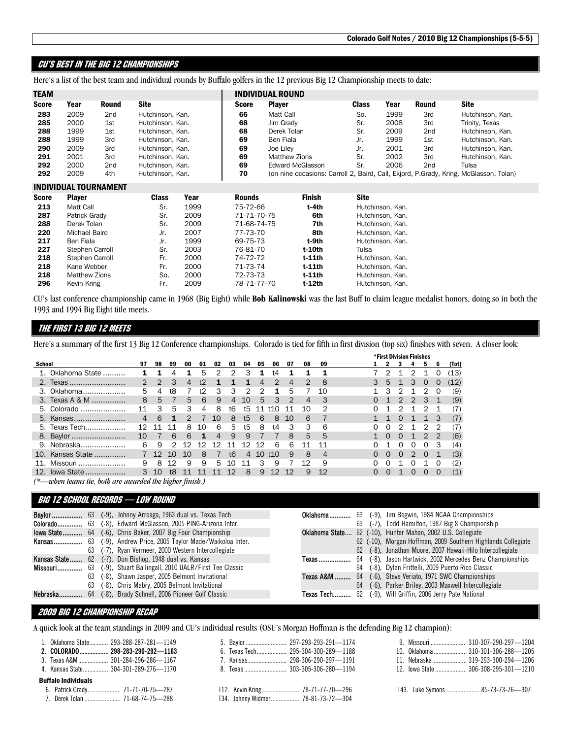## CU'S BEST IN THE BIG 12 CHAMPIONSHIPS

Here's a list of the best team and individual rounds by Buffalo golfers in the 12 previous Big 12 Championship meets to date:

### TEAM

| Score | Year | Round | Site |
|---|---|---|---|
| 283 | 2009 | 2nd | Hutchinson, Kan. |
| 285 | 2000 | 1st | Hutchinson, Kan. |
| 288 | 1999 | 1st | Hutchinson, Kan. |
| 288 | 1999 | 3rd | Hutchinson, Kan. |
| 290 | 2009 | 3rd | Hutchinson, Kan. |
| 291 | 2001 | 3rd | Hutchinson, Kan. |
| 292 | 2000 | 2nd | Hutchinson, Kan. |
| 292 | 2009 | 4th | Hutchinson, Kan. |

### INDIVIDUAL ROUND

| Score | Player | Class | Year | Round | Site |
|---|---|---|---|---|---|
| 66 | Matt Call | So. | 1999 | 3rd | Hutchinson, Kan. |
| 68 | Jim Grady | Sr. | 2008 | 3rd | Trinity, Texas |
| 68 | Derek Tolan | Sr. | 2009 | 2nd | Hutchinson, Kan. |
| 69 | Ben Fiala | Jr. | 1999 | 1st | Hutchinson, Kan. |
| 69 | Joe Liley | Jr. | 2001 | 3rd | Hutchinson, Kan. |
| 69 | Matthew Zions | Sr. | 2002 | 3rd | Hutchinson, Kan. |
| 69 | Edward McGlasson | Sr. | 2006 | 2nd | Tulsa |
| 70 | (on nine occasions: Carroll 2, Baird, Call, Ekjord, P.Grady, Kring, McGlasson, Tolan) | | | | |

### INDIVIDUAL TOURNAMENT

| Score | Player | Class | Year | Rounds | Finish | Site |
|---|---|---|---|---|---|---|
| 213 | Matt Call | Sr. | 1999 | 75-72-66 | t-4th | Hutchinson, Kan. |
| 287 | Patrick Grady | Sr. | 2009 | 71-71-70-75 | 6th | Hutchinson, Kan. |
| 288 | Derek Tolan | Sr. | 2009 | 71-68-74-75 | 7th | Hutchinson, Kan. |
| 220 | Michael Baird | Jr. | 2007 | 77-73-70 | 8th | Hutchinson, Kan. |
| 217 | Ben Fiala | Jr. | 1999 | 69-75-73 | t-9th | Hutchinson, Kan. |
| 227 | Stephen Carroll | Sr. | 2003 | 76-81-70 | t-10th | Tulsa |
| 218 | Stephen Carroll | Fr. | 2000 | 74-72-72 | t-11th | Hutchinson, Kan. |
| 218 | Kane Webber | Fr. | 2000 | 71-73-74 | t-11th | Hutchinson, Kan. |
| 218 | Matthew Zions | So. | 2000 | 72-73-73 | t-11th | Hutchinson, Kan. |
| 296 | Kevin Kring | Fr. | 2009 | 78-71-77-70 | t-12th | Hutchinson, Kan. |

CU's last conference championship came in 1968 (Big Eight) while **Bob Kalinowski** was the last Buff to claim league medalist honors, doing so in both the 1993 and 1994 Big Eight title meets.

## THE FIRST 13 BIG 12 MEETS

Here's a summary of the first 13 Big 12 Conference championships. Colorado is tied for fifth in first division (top six) finishes with seven. A closer look:

| School | 97 | 98 | 99 | 00 | 01 | 02 | 03 | 04 | 05 | 06 | 07 | 08 | 09 | *First Division Finishes 1 | 2 | 3 | 4 | 5 | 6 | (Tot) |
|---|---|---|---|---|---|---|---|---|---|---|---|---|---|---|---|---|---|---|---|---|
| 1. Oklahoma State | **1** | **1** | 4 | **1** | 5 | 2 | 2 | 3 | **1** | t4 | **1** | **1** | **1** | 7 | 2 | 1 | 2 | 1 | 0 | (13) |
| 2. Texas | 2 | 2 | 3 | 4 | t2 | **1** | **1** | **1** | 4 | 2 | 4 | 2 | 8 | 3 | 5 | 1 | 3 | 0 | 0 | (12) |
| 3. Oklahoma | 5 | 4 | t8 | 7 | t2 | 3 | 3 | 2 | 2 | **1** | 5 | 7 | 10 | 1 | 3 | 2 | 1 | 2 | 0 | (9) |
| 3. Texas A & M | 8 | 5 | 7 | 5 | 6 | 9 | 4 | 10 | 5 | 3 | 2 | 4 | 3 | 0 | 1 | 2 | 2 | 3 | 1 | (9) |
| 5. Colorado | 11 | 3 | 5 | 3 | 4 | 8 | t6 | t5 | 11 | t10 | 11 | 10 | 2 | 0 | 1 | 2 | 1 | 2 | 1 | (7) |
| 5. Kansas | 4 | 6 | **1** | 2 | 7 | 10 | 8 | t5 | 6 | 8 | 10 | 6 | 7 | 1 | 1 | 0 | 1 | 1 | 3 | (7) |
| 5. Texas Tech | 12 | 11 | 11 | 8 | 10 | 6 | 5 | t5 | 8 | t4 | 3 | 3 | 6 | 0 | 0 | 2 | 1 | 2 | 2 | (7) |
| 8. Baylor | 10 | 7 | 6 | 6 | **1** | 4 | 9 | 9 | 7 | 7 | 8 | 5 | 5 | 1 | 0 | 0 | 1 | 2 | 2 | (6) |
| 9. Nebraska | 6 | 9 | 2 | 12 | 12 | 12 | 11 | 12 | 12 | 6 | 6 | 11 | 11 | 0 | 1 | 0 | 0 | 0 | 3 | (4) |
| 10. Kansas State | 7 | 12 | 10 | 10 | 8 | 7 | t6 | 4 | 10 | t10 | 9 | 8 | 4 | 0 | 0 | 0 | 2 | 0 | 1 | (3) |
| 11. Missouri | 9 | 8 | 12 | 9 | 9 | 5 | 10 | 11 | 3 | 9 | 7 | 12 | 9 | 0 | 0 | 1 | 0 | 1 | 0 | (2) |
| 12. Iowa State | 3 | 10 | t8 | 11 | 11 | 11 | 12 | 8 | 9 | 12 | 12 | 9 | 12 | 0 | 0 | 1 | 0 | 0 | 0 | (1) |

*(*—when teams tie, both are awarded the higher finish.)*

## BIG 12 SCHOOL RECORDS — LOW ROUND

**Baylor** 63 (-9), Johnny Arreaga, 1963 dual vs. Texas Tech
**Colorado** 63 (-8), Edward McGlasson, 2005 PING-Arizona Inter.
**Iowa State** 64 (-6), Chris Baker, 2007 Big Four Championship
**Kansas** 63 (-9), Andrew Price, 2005 Taylor Made/Waikoloa Inter.
63 (-7), Ryan Vermeer, 2000 Western Intercollegiate
**Kansas State** 62 (-?), Don Bishop, 1948 dual vs. Kansas
**Missouri** 63 (-9), Stuart Ballingall, 2010 UALR/First Tee Classic
63 (-8), Shawn Jasper, 2005 Belmont Invitational
63 (-8), Chris Mabry, 2005 Belmont Invitational
**Nebraska** 64 (-8), Brady Schnell, 2006 Pioneer Golf Classic
**Oklahoma** 63 (-9), Jim Begwin, 1984 NCAA Championships
63 (-7), Todd Hamilton, 1987 Big 8 Championship
**Oklahoma State** 62 (-10), Hunter Mahan, 2002 U.S. Collegiate
62 (-10), Morgan Hoffman, 2009 Southern Highlands Collegiate
62 (-8), Jonathan Moore, 2007 Hawaii-Hilo Intercollegiate
**Texas** 64 (-8), Jason Hartwick, 2002 Mercedes Benz Championships
64 (-8), Dylan Frittelli, 2009 Puerto Rico Classic
**Texas A&M** 64 (-6), Steve Veriato, 1971 SWC Championships
64 (-6), Parker Briley, 2003 Maxwell Intercollegiate
**Texas Tech** 62 (-9), Will Griffin, 2006 Jerry Pate National

## 2009 BIG 12 CHAMPIONSHIP RECAP

A quick look at the team standings in 2009 and CU's individual results (OSU's Morgan Hoffman is the defending Big 12 champion):

1. Oklahoma State 293-288-287-281—1149
2. **COLORADO 298-283-290-292—1163**
3. Texas A&M 301-284-296-286—1167
4. Kansas State 304-301-289-276—1170
5. Baylor 297-293-293-291—1174
6. Texas Tech 295-304-300-289—1188
7. Kansas 298-306-290-297—1191
8. Texas 303-305-306-280—1194
9. Missouri 310-307-290-297—1204
10. Oklahoma 310-301-306-288—1205
11. Nebraska 319-293-300-294—1206
12. Iowa State 306-308-295-301—1210

**Buffalo Individuals**

6. Patrick Grady 71-71-70-75—287
7. Derek Tolan 71-68-74-75—288
T12. Kevin Kring 78-71-77-70—296
T34. Johnny Widmer 78-81-73-72—304
T43. Luke Symons 85-73-73-76—307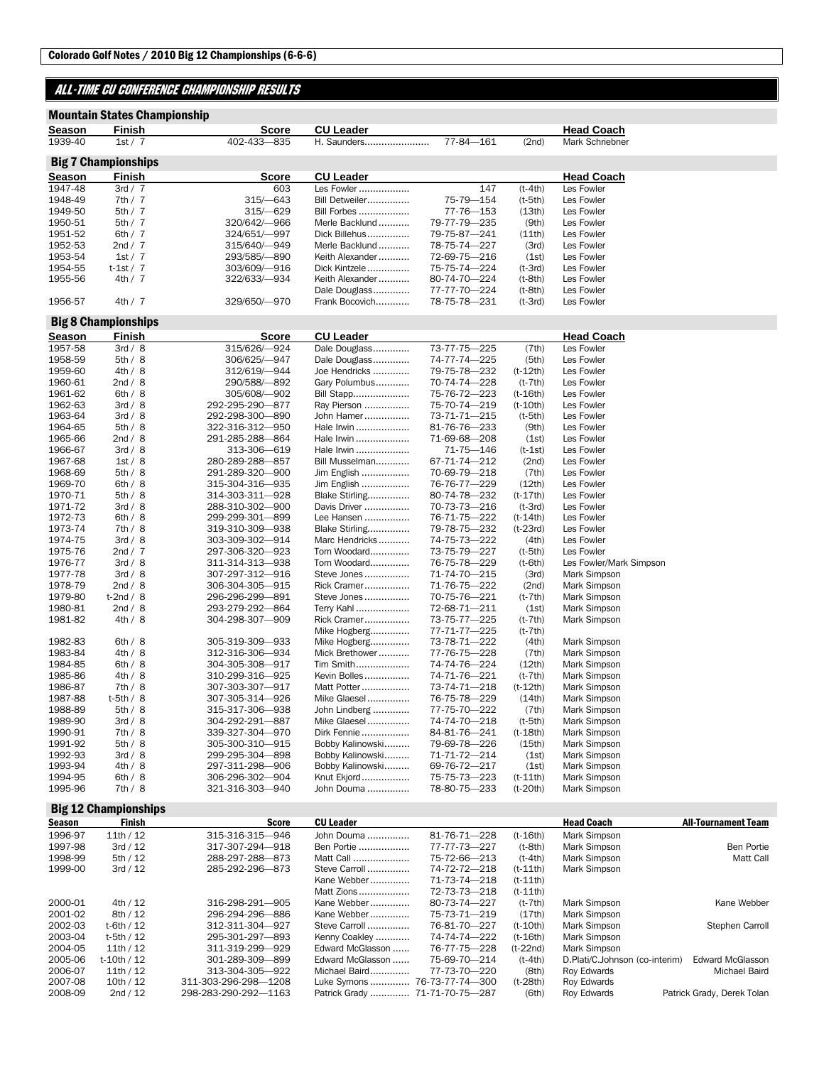Colorado Golf Notes / 2010 Big 12 Championships (6-6-6)

## ALL-TIME CU CONFERENCE CHAMPIONSHIP RESULTS

### Mountain States Championship

| Season | Finish | Score | CU Leader | | | Head Coach |
|---|---|---|---|---|---|---|
| 1939-40 | 1st / 7 | 402-433—835 | H. Saunders | 77-84—161 | (2nd) | Mark Schriebner |

### Big 7 Championships

| Season | Finish | Score | CU Leader | | | Head Coach |
|---|---|---|---|---|---|---|
| 1947-48 | 3rd / 7 | 603 | Les Fowler | 147 | (t-4th) | Les Fowler |
| 1948-49 | 7th / 7 | 315/—643 | Bill Detweiler | 75-79—154 | (t-5th) | Les Fowler |
| 1949-50 | 5th / 7 | 315/—629 | Bill Forbes | 77-76—153 | (13th) | Les Fowler |
| 1950-51 | 5th / 7 | 320/642/—966 | Merle Backlund | 79-77-79—235 | (9th) | Les Fowler |
| 1951-52 | 6th / 7 | 324/651/—997 | Dick Billehus | 79-75-87—241 | (11th) | Les Fowler |
| 1952-53 | 2nd / 7 | 315/640/—949 | Merle Backlund | 78-75-74—227 | (3rd) | Les Fowler |
| 1953-54 | 1st / 7 | 293/585/—890 | Keith Alexander | 72-69-75—216 | (1st) | Les Fowler |
| 1954-55 | t-1st / 7 | 303/609/—916 | Dick Kintzele | 75-75-74—224 | (t-3rd) | Les Fowler |
| 1955-56 | 4th / 7 | 322/633/—934 | Keith Alexander | 80-74-70—224 | (t-8th) | Les Fowler |
| | | | Dale Douglass | 77-77-70—224 | (t-8th) | Les Fowler |
| 1956-57 | 4th / 7 | 329/650/—970 | Frank Bocovich | 78-75-78—231 | (t-3rd) | Les Fowler |

### Big 8 Championships

| Season | Finish | Score | CU Leader | | | Head Coach |
|---|---|---|---|---|---|---|
| 1957-58 | 3rd / 8 | 315/626/—924 | Dale Douglass | 73-77-75—225 | (7th) | Les Fowler |
| 1958-59 | 5th / 8 | 306/625/—947 | Dale Douglass | 74-77-74—225 | (5th) | Les Fowler |
| 1959-60 | 4th / 8 | 312/619/—944 | Joe Hendricks | 79-75-78—232 | (t-12th) | Les Fowler |
| 1960-61 | 2nd / 8 | 290/588/—892 | Gary Polumbus | 70-74-74—228 | (t-7th) | Les Fowler |
| 1961-62 | 6th / 8 | 305/608/—902 | Bill Stapp | 75-76-72—223 | (t-16th) | Les Fowler |
| 1962-63 | 3rd / 8 | 292-295-290—877 | Ray Pierson | 75-70-74—219 | (t-10th) | Les Fowler |
| 1963-64 | 3rd / 8 | 292-298-300—890 | John Hamer | 73-71-71—215 | (t-5th) | Les Fowler |
| 1964-65 | 5th / 8 | 322-316-312—950 | Hale Irwin | 81-76-76—233 | (9th) | Les Fowler |
| 1965-66 | 2nd / 8 | 291-285-288—864 | Hale Irwin | 71-69-68—208 | (1st) | Les Fowler |
| 1966-67 | 3rd / 8 | 313-306—619 | Hale Irwin | 71-75—146 | (t-1st) | Les Fowler |
| 1967-68 | 1st / 8 | 280-289-288—857 | Bill Musselman | 67-71-74—212 | (2nd) | Les Fowler |
| 1968-69 | 5th / 8 | 291-289-320—900 | Jim English | 70-69-79—218 | (7th) | Les Fowler |
| 1969-70 | 6th / 8 | 315-304-316—935 | Jim English | 76-76-77—229 | (12th) | Les Fowler |
| 1970-71 | 5th / 8 | 314-303-311—928 | Blake Stirling | 80-74-78—232 | (t-17th) | Les Fowler |
| 1971-72 | 3rd / 8 | 288-310-302—900 | Davis Driver | 70-73-73—216 | (t-3rd) | Les Fowler |
| 1972-73 | 6th / 8 | 299-299-301—899 | Lee Hansen | 76-71-75—222 | (t-14th) | Les Fowler |
| 1973-74 | 7th / 8 | 319-310-309—938 | Blake Stirling | 79-78-75—232 | (t-23rd) | Les Fowler |
| 1974-75 | 3rd / 8 | 303-309-302—914 | Marc Hendricks | 74-75-73—222 | (4th) | Les Fowler |
| 1975-76 | 2nd / 7 | 297-306-320—923 | Tom Woodard | 73-75-79—227 | (t-5th) | Les Fowler |
| 1976-77 | 3rd / 8 | 311-314-313—938 | Tom Woodard | 76-75-78—229 | (t-6th) | Les Fowler/Mark Simpson |
| 1977-78 | 3rd / 8 | 307-297-312—916 | Steve Jones | 71-74-70—215 | (3rd) | Mark Simpson |
| 1978-79 | 2nd / 8 | 306-304-305—915 | Rick Cramer | 71-76-75—222 | (2nd) | Mark Simpson |
| 1979-80 | t-2nd / 8 | 296-296-299—891 | Steve Jones | 70-75-76—221 | (t-7th) | Mark Simpson |
| 1980-81 | 2nd / 8 | 293-279-292—864 | Terry Kahl | 72-68-71—211 | (1st) | Mark Simpson |
| 1981-82 | 4th / 8 | 304-298-307—909 | Rick Cramer | 73-75-77—225 | (t-7th) | Mark Simpson |
| | | | Mike Hogberg | 77-71-77—225 | (t-7th) | |
| 1982-83 | 6th / 8 | 305-319-309—933 | Mike Hogberg | 73-78-71—222 | (4th) | Mark Simpson |
| 1983-84 | 4th / 8 | 312-316-306—934 | Mick Brethower | 77-76-75—228 | (7th) | Mark Simpson |
| 1984-85 | 6th / 8 | 304-305-308—917 | Tim Smith | 74-74-76—224 | (12th) | Mark Simpson |
| 1985-86 | 4th / 8 | 310-299-316—925 | Kevin Bolles | 74-71-76—221 | (t-7th) | Mark Simpson |
| 1986-87 | 7th / 8 | 307-303-307—917 | Matt Potter | 73-74-71—218 | (t-12th) | Mark Simpson |
| 1987-88 | t-5th / 8 | 307-305-314—926 | Mike Glaesel | 76-75-78—229 | (14th) | Mark Simpson |
| 1988-89 | 5th / 8 | 315-317-306—938 | John Lindberg | 77-75-70—222 | (7th) | Mark Simpson |
| 1989-90 | 3rd / 8 | 304-292-291—887 | Mike Glaesel | 74-74-70—218 | (t-5th) | Mark Simpson |
| 1990-91 | 7th / 8 | 339-327-304—970 | Dirk Fennie | 84-81-76—241 | (t-18th) | Mark Simpson |
| 1991-92 | 5th / 8 | 305-300-310—915 | Bobby Kalinowski | 79-69-78—226 | (15th) | Mark Simpson |
| 1992-93 | 3rd / 8 | 299-295-304—898 | Bobby Kalinowski | 71-71-72—214 | (1st) | Mark Simpson |
| 1993-94 | 4th / 8 | 297-311-298—906 | Bobby Kalinowski | 69-76-72—217 | (1st) | Mark Simpson |
| 1994-95 | 6th / 8 | 306-296-302—904 | Knut Ekjord | 75-75-73—223 | (t-11th) | Mark Simpson |
| 1995-96 | 7th / 8 | 321-316-303—940 | John Douma | 78-80-75—233 | (t-20th) | Mark Simpson |

### Big 12 Championships

| Season | Finish | Score | CU Leader | | | Head Coach | All-Tournament Team |
|---|---|---|---|---|---|---|---|
| 1996-97 | 11th / 12 | 315-316-315—946 | John Douma | 81-76-71—228 | (t-16th) | Mark Simpson | |
| 1997-98 | 3rd / 12 | 317-307-294—918 | Ben Portie | 77-77-73—227 | (t-8th) | Mark Simpson | Ben Portie |
| 1998-99 | 5th / 12 | 288-297-288—873 | Matt Call | 75-72-66—213 | (t-4th) | Mark Simpson | Matt Call |
| 1999-00 | 3rd / 12 | 285-292-296—873 | Steve Carroll | 74-72-72—218 | (t-11th) | Mark Simpson | |
| | | | Kane Webber | 71-73-74—218 | (t-11th) | | |
| | | | Matt Zions | 72-73-73—218 | (t-11th) | | |
| 2000-01 | 4th / 12 | 316-298-291—905 | Kane Webber | 80-73-74—227 | (t-7th) | Mark Simpson | Kane Webber |
| 2001-02 | 8th / 12 | 296-294-296—886 | Kane Webber | 75-73-71—219 | (17th) | Mark Simpson | |
| 2002-03 | t-6th / 12 | 312-311-304—927 | Steve Carroll | 76-81-70—227 | (t-10th) | Mark Simpson | Stephen Carroll |
| 2003-04 | t-5th / 12 | 295-301-297—893 | Kenny Coakley | 74-74-74—222 | (t-16th) | Mark Simpson | |
| 2004-05 | 11th / 12 | 311-319-299—929 | Edward McGlasson | 76-77-75—228 | (t-22nd) | Mark Simpson | |
| 2005-06 | t-10th / 12 | 301-289-309—899 | Edward McGlasson | 75-69-70—214 | (t-4th) | D.Plati/C.Johnson (co-interim) | Edward McGlasson |
| 2006-07 | 11th / 12 | 313-304-305—922 | Michael Baird | 77-73-70—220 | (8th) | Roy Edwards | Michael Baird |
| 2007-08 | 10th / 12 | 311-303-296-298—1208 | Luke Symons | 76-73-77-74—300 | (t-28th) | Roy Edwards | |
| 2008-09 | 2nd / 12 | 298-283-290-292—1163 | Patrick Grady | 71-71-70-75—287 | (6th) | Roy Edwards | Patrick Grady, Derek Tolan |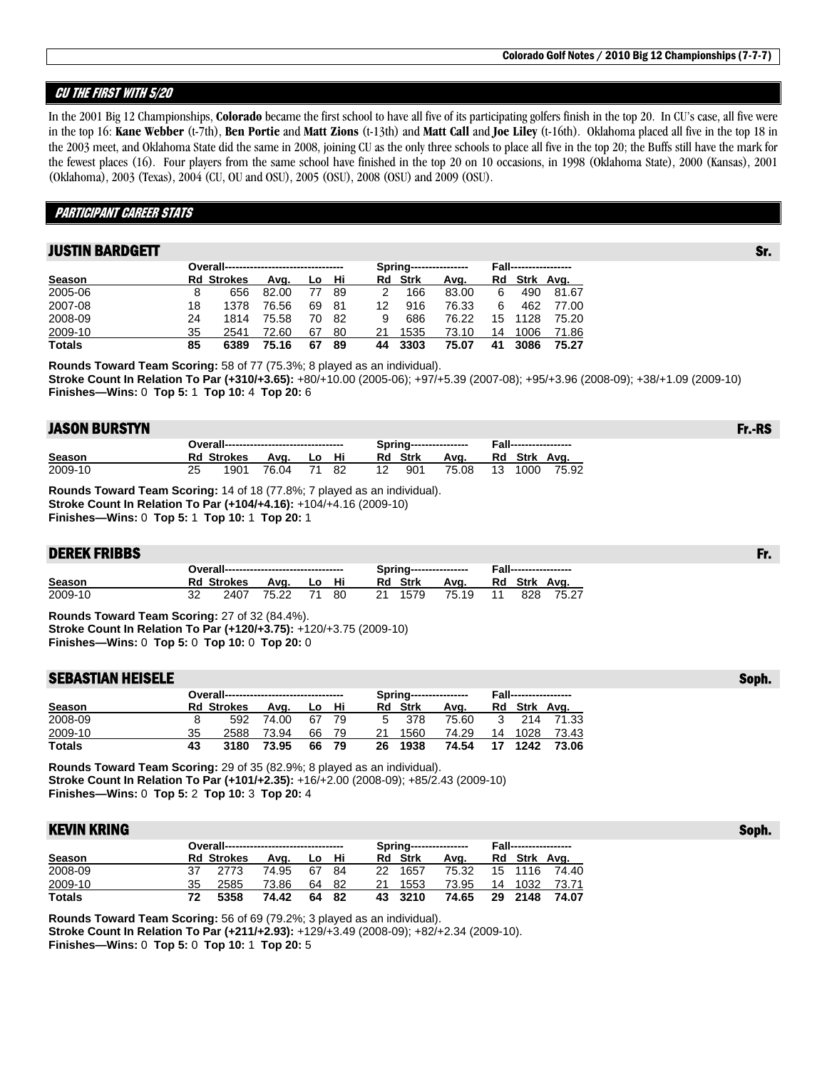## CU THE FIRST WITH 5/20

In the 2001 Big 12 Championships, **Colorado** became the first school to have all five of its participating golfers finish in the top 20. In CU's case, all five were in the top 16: **Kane Webber** (t-7th), **Ben Portie** and **Matt Zions** (t-13th) and **Matt Call** and **Joe Liley** (t-16th). Oklahoma placed all five in the top 18 in the 2003 meet, and Oklahoma State did the same in 2008, joining CU as the only three schools to place all five in the top 20; the Buffs still have the mark for the fewest places (16). Four players from the same school have finished in the top 20 on 10 occasions, in 1998 (Oklahoma State), 2000 (Kansas), 2001 (Oklahoma), 2003 (Texas), 2004 (CU, OU and OSU), 2005 (OSU), 2008 (OSU) and 2009 (OSU).

## PARTICIPANT CAREER STATS

### JUSTIN BARDGETT — Sr.

| | Overall | | | | | Spring | | | Fall | | |
|---|---|---|---|---|---|---|---|---|---|---|---|
| Season | Rd | Strokes | Avg. | Lo | Hi | Rd | Strk | Avg. | Rd | Strk | Avg. |
| 2005-06 | 8 | 656 | 82.00 | 77 | 89 | 2 | 166 | 83.00 | 6 | 490 | 81.67 |
| 2007-08 | 18 | 1378 | 76.56 | 69 | 81 | 12 | 916 | 76.33 | 6 | 462 | 77.00 |
| 2008-09 | 24 | 1814 | 75.58 | 70 | 82 | 9 | 686 | 76.22 | 15 | 1128 | 75.20 |
| 2009-10 | 35 | 2541 | 72.60 | 67 | 80 | 21 | 1535 | 73.10 | 14 | 1006 | 71.86 |
| **Totals** | **85** | **6389** | **75.16** | **67** | **89** | **44** | **3303** | **75.07** | **41** | **3086** | **75.27** |

**Rounds Toward Team Scoring:** 58 of 77 (75.3%; 8 played as an individual).
**Stroke Count In Relation To Par (+310/+3.65):** +80/+10.00 (2005-06); +97/+5.39 (2007-08); +95/+3.96 (2008-09); +38/+1.09 (2009-10)
**Finishes—Wins:** 0 **Top 5:** 1 **Top 10:** 4 **Top 20:** 6

### JASON BURSTYN — Fr.-RS

| | Overall | | | | | Spring | | | Fall | | |
|---|---|---|---|---|---|---|---|---|---|---|---|
| Season | Rd | Strokes | Avg. | Lo | Hi | Rd | Strk | Avg. | Rd | Strk | Avg. |
| 2009-10 | 25 | 1901 | 76.04 | 71 | 82 | 12 | 901 | 75.08 | 13 | 1000 | 75.92 |

**Rounds Toward Team Scoring:** 14 of 18 (77.8%; 7 played as an individual).
**Stroke Count In Relation To Par (+104/+4.16):** +104/+4.16 (2009-10)
**Finishes—Wins:** 0 **Top 5:** 1 **Top 10:** 1 **Top 20:** 1

### DEREK FRIBBS — Fr.

| | Overall | | | | | Spring | | | Fall | | |
|---|---|---|---|---|---|---|---|---|---|---|---|
| Season | Rd | Strokes | Avg. | Lo | Hi | Rd | Strk | Avg. | Rd | Strk | Avg. |
| 2009-10 | 32 | 2407 | 75.22 | 71 | 80 | 21 | 1579 | 75.19 | 11 | 828 | 75.27 |

**Rounds Toward Team Scoring:** 27 of 32 (84.4%).
**Stroke Count In Relation To Par (+120/+3.75):** +120/+3.75 (2009-10)
**Finishes—Wins:** 0 **Top 5:** 0 **Top 10:** 0 **Top 20:** 0

### SEBASTIAN HEISELE — Soph.

| | Overall | | | | | Spring | | | Fall | | |
|---|---|---|---|---|---|---|---|---|---|---|---|
| Season | Rd | Strokes | Avg. | Lo | Hi | Rd | Strk | Avg. | Rd | Strk | Avg. |
| 2008-09 | 8 | 592 | 74.00 | 67 | 79 | 5 | 378 | 75.60 | 3 | 214 | 71.33 |
| 2009-10 | 35 | 2588 | 73.94 | 66 | 79 | 21 | 1560 | 74.29 | 14 | 1028 | 73.43 |
| **Totals** | **43** | **3180** | **73.95** | **66** | **79** | **26** | **1938** | **74.54** | **17** | **1242** | **73.06** |

**Rounds Toward Team Scoring:** 29 of 35 (82.9%; 8 played as an individual).
**Stroke Count In Relation To Par (+101/+2.35):** +16/+2.00 (2008-09); +85/2.43 (2009-10)
**Finishes—Wins:** 0 **Top 5:** 2 **Top 10:** 3 **Top 20:** 4

### KEVIN KRING — Soph.

| | Overall | | | | | Spring | | | Fall | | |
|---|---|---|---|---|---|---|---|---|---|---|---|
| Season | Rd | Strokes | Avg. | Lo | Hi | Rd | Strk | Avg. | Rd | Strk | Avg. |
| 2008-09 | 37 | 2773 | 74.95 | 67 | 84 | 22 | 1657 | 75.32 | 15 | 1116 | 74.40 |
| 2009-10 | 35 | 2585 | 73.86 | 64 | 82 | 21 | 1553 | 73.95 | 14 | 1032 | 73.71 |
| **Totals** | **72** | **5358** | **74.42** | **64** | **82** | **43** | **3210** | **74.65** | **29** | **2148** | **74.07** |

**Rounds Toward Team Scoring:** 56 of 69 (79.2%; 3 played as an individual).
**Stroke Count In Relation To Par (+211/+2.93):** +129/+3.49 (2008-09); +82/+2.34 (2009-10).
**Finishes—Wins:** 0 **Top 5:** 0 **Top 10:** 1 **Top 20:** 5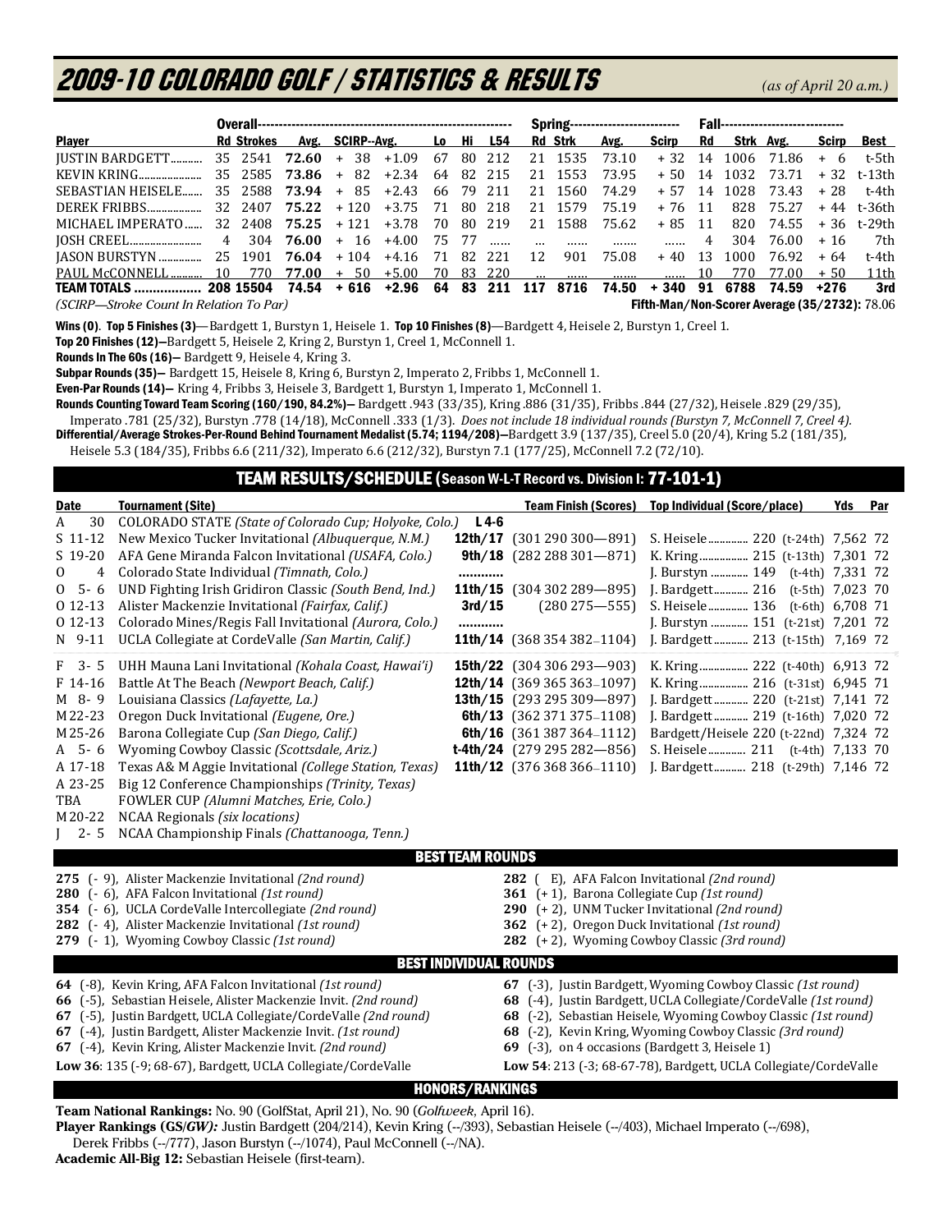# 2009-10 COLORADO GOLF / STATISTICS & RESULTS

*(as of April 20 a.m.)*

| | Overall | | | | | | | | Spring | | | | Fall | | | | |
|---|---|---|---|---|---|---|---|---|---|---|---|---|---|---|---|---|---|
| Player | Rd | Strokes | Avg. | SCIRP--Avg. | | Lo | Hi | L54 | Rd | Strk | Avg. | Scirp | Rd | Strk | Avg. | Scirp | Best |
| JUSTIN BARDGETT | 35 | 2541 | **72.60** | + 38 | +1.09 | 67 | 80 | 212 | 21 | 1535 | 73.10 | + 32 | 14 | 1006 | 71.86 | + 6 | t-5th |
| KEVIN KRING | 35 | 2585 | **73.86** | + 82 | +2.34 | 64 | 82 | 215 | 21 | 1553 | 73.95 | + 50 | 14 | 1032 | 73.71 | + 32 | t-13th |
| SEBASTIAN HEISELE | 35 | 2588 | **73.94** | + 85 | +2.43 | 66 | 79 | 211 | 21 | 1560 | 74.29 | + 57 | 14 | 1028 | 73.43 | + 28 | t-4th |
| DEREK FRIBBS | 32 | 2407 | **75.22** | + 120 | +3.75 | 71 | 80 | 218 | 21 | 1579 | 75.19 | + 76 | 11 | 828 | 75.27 | + 44 | t-36th |
| MICHAEL IMPERATO | 32 | 2408 | **75.25** | + 121 | +3.78 | 70 | 80 | 219 | 21 | 1588 | 75.62 | + 85 | 11 | 820 | 74.55 | + 36 | t-29th |
| JOSH CREEL | 4 | 304 | **76.00** | + 16 | +4.00 | 75 | 77 | ...... | ... | ...... | ....... | ...... | 4 | 304 | 76.00 | + 16 | 7th |
| JASON BURSTYN | 25 | 1901 | **76.04** | + 104 | +4.16 | 71 | 82 | 221 | 12 | 901 | 75.08 | + 40 | 13 | 1000 | 76.92 | + 64 | t-4th |
| PAUL McCONNELL | 10 | 770 | **77.00** | + 50 | +5.00 | 70 | 83 | 220 | ... | ...... | ....... | ...... | 10 | 770 | 77.00 | + 50 | 11th |
| **TEAM TOTALS** | **208** | **15504** | **74.54** | **+ 616** | **+2.96** | **64** | **83** | **211** | **117** | **8716** | **74.50** | **+ 340** | **91** | **6788** | **74.59** | **+276** | **3rd** |

*(SCIRP—Stroke Count In Relation To Par)* **Fifth-Man/Non-Scorer Average (35/2732):** 78.06

**Wins (0). Top 5 Finishes (3)**—Bardgett 1, Burstyn 1, Heisele 1. **Top 10 Finishes (8)**—Bardgett 4, Heisele 2, Burstyn 1, Creel 1.
**Top 20 Finishes (12)—**Bardgett 5, Heisele 2, Kring 2, Burstyn 1, Creel 1, McConnell 1.
**Rounds In The 60s (16)—** Bardgett 9, Heisele 4, Kring 3.
**Subpar Rounds (35)—** Bardgett 15, Heisele 8, Kring 6, Burstyn 2, Imperato 2, Fribbs 1, McConnell 1.
**Even-Par Rounds (14)—** Kring 4, Fribbs 3, Heisele 3, Bardgett 1, Burstyn 1, Imperato 1, McConnell 1.
**Rounds Counting Toward Team Scoring (160/190, 84.2%)—** Bardgett .943 (33/35), Kring .886 (31/35), Fribbs .844 (27/32), Heisele .829 (29/35), Imperato .781 (25/32), Burstyn .778 (14/18), McConnell .333 (1/3). *Does not include 18 individual rounds (Burstyn 7, McConnell 7, Creel 4).*
**Differential/Average Strokes-Per-Round Behind Tournament Medalist (5.74; 1194/208)—**Bardgett 3.9 (137/35), Creel 5.0 (20/4), Kring 5.2 (181/35), Heisele 5.3 (184/35), Fribbs 6.6 (211/32), Imperato 6.6 (212/32), Burstyn 7.1 (177/25), McConnell 7.2 (72/10).

## TEAM RESULTS/SCHEDULE (Season W-L-T Record vs. Division I: 77-101-1)

| Date | Tournament (Site) | Team Finish (Scores) | | Top Individual (Score/place) | Yds | Par |
|---|---|---|---|---|---|---|
| A 30 | COLORADO STATE *(State of Colorado Cup; Holyoke, Colo.)* | **L 4-6** | | | | |
| S 11-12 | New Mexico Tucker Invitational *(Albuquerque, N.M.)* | **12th/17** | (301 290 300—891) | S. Heisele 220 (t-24th) | 7,562 | 72 |
| S 19-20 | AFA Gene Miranda Falcon Invitational *(USAFA, Colo.)* | **9th/18** | (282 288 301—871) | K. Kring 215 (t-13th) | 7,301 | 72 |
| O 4 | Colorado State Individual *(Timnath, Colo.)* | ........... | | J. Burstyn 149 (t-4th) | 7,331 | 72 |
| O 5-6 | UND Fighting Irish Gridiron Classic *(South Bend, Ind.)* | **11th/15** | (304 302 289—895) | J. Bardgett 216 (t-5th) | 7,023 | 70 |
| O 12-13 | Alister Mackenzie Invitational *(Fairfax, Calif.)* | **3rd/15** | (280 275—555) | S. Heisele 136 (t-6th) | 6,708 | 71 |
| O 12-13 | Colorado Mines/Regis Fall Invitational *(Aurora, Colo.)* | ........... | | J. Burstyn 151 (t-21st) | 7,201 | 72 |
| N 9-11 | UCLA Collegiate at CordeValle *(San Martin, Calif.)* | **11th/14** | (368 354 382–1104) | J. Bardgett 213 (t-15th) | 7,169 | 72 |
| F 3-5 | UHH Mauna Lani Invitational *(Kohala Coast, Hawai'i)* | **15th/22** | (304 306 293—903) | K. Kring 222 (t-40th) | 6,913 | 72 |
| F 14-16 | Battle At The Beach *(Newport Beach, Calif.)* | **12th/14** | (369 365 363–1097) | K. Kring 216 (t-31st) | 6,945 | 71 |
| M 8-9 | Louisiana Classics *(Lafayette, La.)* | **13th/15** | (293 295 309—897) | J. Bardgett 220 (t-21st) | 7,141 | 72 |
| M 22-23 | Oregon Duck Invitational *(Eugene, Ore.)* | **6th/13** | (362 371 375–1108) | J. Bardgett 219 (t-16th) | 7,020 | 72 |
| M 25-26 | Barona Collegiate Cup *(San Diego, Calif.)* | **6th/16** | (361 387 364–1112) | Bardgett/Heisele 220 (t-22nd) | 7,324 | 72 |
| A 5-6 | Wyoming Cowboy Classic *(Scottsdale, Ariz.)* | **t-4th/24** | (279 295 282—856) | S. Heisele 211 (t-4th) | 7,133 | 70 |
| A 17-18 | Texas A& M Aggie Invitational *(College Station, Texas)* | **11th/12** | (376 368 366–1110) | J. Bardgett 218 (t-29th) | 7,146 | 72 |
| A 23-25 | Big 12 Conference Championships *(Trinity, Texas)* | | | | | |
| TBA | FOWLER CUP *(Alumni Matches, Erie, Colo.)* | | | | | |
| M 20-22 | NCAA Regionals *(six locations)* | | | | | |
| J 2-5 | NCAA Championship Finals *(Chattanooga, Tenn.)* | | | | | |

## BEST TEAM ROUNDS

**275** (- 9), Alister Mackenzie Invitational *(2nd round)*
**280** (- 6), AFA Falcon Invitational *(1st round)*
**354** (- 6), UCLA CordeValle Intercollegiate *(2nd round)*
**282** (- 4), Alister Mackenzie Invitational *(1st round)*
**279** (- 1), Wyoming Cowboy Classic *(1st round)*
**282** ( E), AFA Falcon Invitational *(2nd round)*
**361** (+ 1), Barona Collegiate Cup *(1st round)*
**290** (+ 2), UNM Tucker Invitational *(2nd round)*
**362** (+ 2), Oregon Duck Invitational *(1st round)*
**282** (+ 2), Wyoming Cowboy Classic *(3rd round)*

## BEST INDIVIDUAL ROUNDS

**64** (-8), Kevin Kring, AFA Falcon Invitational *(1st round)*
**66** (-5), Sebastian Heisele, Alister Mackenzie Invit. *(2nd round)*
**67** (-5), Justin Bardgett, UCLA Collegiate/CordeValle *(2nd round)*
**67** (-4), Justin Bardgett, Alister Mackenzie Invit. *(1st round)*
**67** (-4), Kevin Kring, Alister Mackenzie Invit. *(2nd round)*
**67** (-3), Justin Bardgett, Wyoming Cowboy Classic *(1st round)*
**68** (-4), Justin Bardgett, UCLA Collegiate/CordeValle *(1st round)*
**68** (-2), Sebastian Heisele, Wyoming Cowboy Classic *(1st round)*
**68** (-2), Kevin Kring, Wyoming Cowboy Classic *(3rd round)*
**69** (-3), on 4 occasions (Bardgett 3, Heisele 1)

**Low 36**: 135 (-9; 68-67), Bardgett, UCLA Collegiate/CordeValle
**Low 54**: 213 (-3; 68-67-78), Bardgett, UCLA Collegiate/CordeValle

## HONORS/RANKINGS

**Team National Rankings:** No. 90 (GolfStat, April 21), No. 90 (*Golfweek*, April 16).
**Player Rankings (GS/*GW*):** Justin Bardgett (204/214), Kevin Kring (--/393), Sebastian Heisele (--/403), Michael Imperato (--/698), Derek Fribbs (--/777), Jason Burstyn (--/1074), Paul McConnell (--/NA).
**Academic All-Big 12:** Sebastian Heisele (first-team).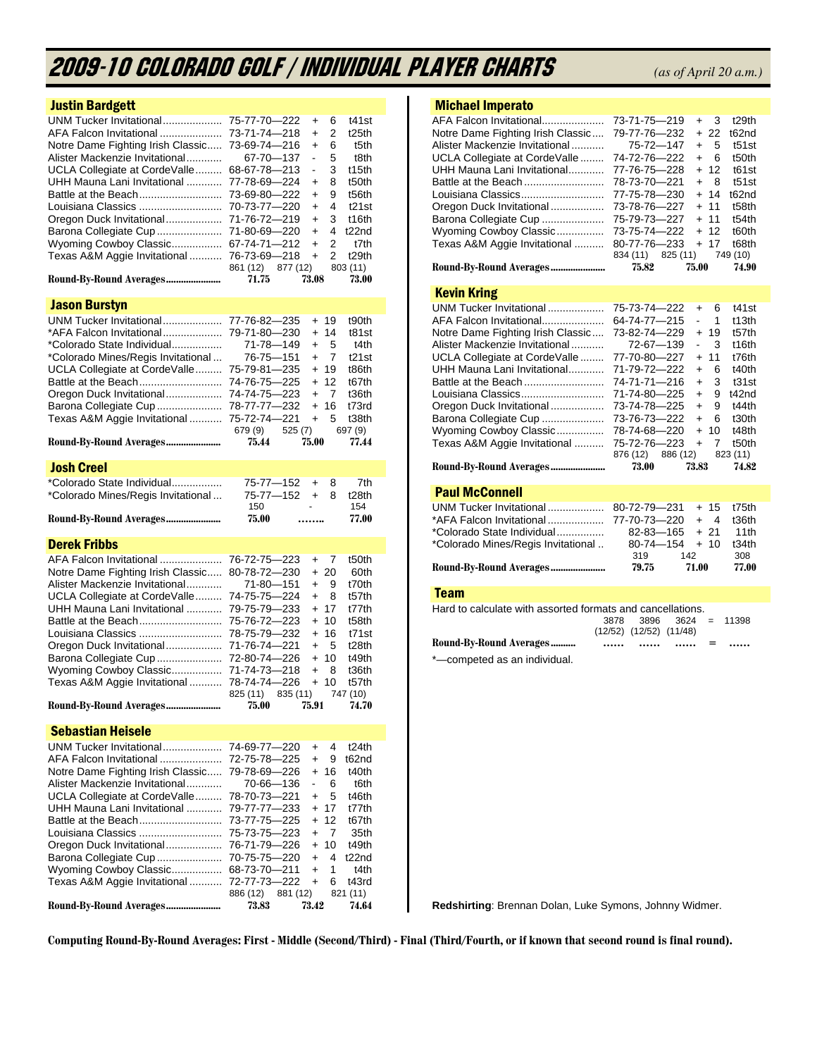# 2009-10 COLORADO GOLF / INDIVIDUAL PLAYER CHARTS

*(as of April 20 a.m.)*

## Justin Bardgett

| Tournament | Scores | +/- | Place |
|---|---|---|---|
| UNM Tucker Invitational | 75-77-70—222 | + 6 | t41st |
| AFA Falcon Invitational | 73-71-74—218 | + 2 | t25th |
| Notre Dame Fighting Irish Classic | 73-69-74—216 | + 6 | t5th |
| Alister Mackenzie Invitational | 67-70—137 | - 5 | t8th |
| UCLA Collegiate at CordeValle | 68-67-78—213 | - 3 | t15th |
| UHH Mauna Lani Invitational | 77-78-69—224 | + 8 | t50th |
| Battle at the Beach | 73-69-80—222 | + 9 | t56th |
| Louisiana Classics | 70-73-77—220 | + 4 | t21st |
| Oregon Duck Invitational | 71-76-72—219 | + 3 | t16th |
| Barona Collegiate Cup | 71-80-69—220 | + 4 | t22nd |
| Wyoming Cowboy Classic | 67-74-71—212 | + 2 | t7th |
| Texas A&M Aggie Invitational | 76-73-69—218 | + 2 | t29th |
| | 861 (12) 877 (12) | | 803 (11) |
| **Round-By-Round Averages** | **71.75 73.08** | | **73.00** |

## Jason Burstyn

| Tournament | Scores | +/- | Place |
|---|---|---|---|
| UNM Tucker Invitational | 77-76-82—235 | + 19 | t90th |
| *AFA Falcon Invitational | 79-71-80—230 | + 14 | t81st |
| *Colorado State Individual | 71-78—149 | + 5 | t4th |
| *Colorado Mines/Regis Invitational | 76-75—151 | + 7 | t21st |
| UCLA Collegiate at CordeValle | 75-79-81—235 | + 19 | t86th |
| Battle at the Beach | 74-76-75—225 | + 12 | t67th |
| Oregon Duck Invitational | 74-74-75—223 | + 7 | t36th |
| Barona Collegiate Cup | 78-77-77—232 | + 16 | t73rd |
| Texas A&M Aggie Invitational | 75-72-74—221 | + 5 | t38th |
| | 679 (9) 525 (7) | | 697 (9) |
| **Round-By-Round Averages** | **75.44 75.00** | | **77.44** |

## Josh Creel

| Tournament | Scores | +/- | Place |
|---|---|---|---|
| *Colorado State Individual | 75-77—152 | + 8 | 7th |
| *Colorado Mines/Regis Invitational | 75-77—152 | + 8 | t28th |
| | 150 - | | 154 |
| **Round-By-Round Averages** | **75.00 ........** | | **77.00** |

## Derek Fribbs

| Tournament | Scores | +/- | Place |
|---|---|---|---|
| AFA Falcon Invitational | 76-72-75—223 | + 7 | t50th |
| Notre Dame Fighting Irish Classic | 80-78-72—230 | + 20 | 60th |
| Alister Mackenzie Invitational | 71-80—151 | + 9 | t70th |
| UCLA Collegiate at CordeValle | 74-75-75—224 | + 8 | t57th |
| UHH Mauna Lani Invitational | 79-75-79—233 | + 17 | t77th |
| Battle at the Beach | 75-76-72—223 | + 10 | t58th |
| Louisiana Classics | 78-75-79—232 | + 16 | t71st |
| Oregon Duck Invitational | 71-76-74—221 | + 5 | t28th |
| Barona Collegiate Cup | 72-80-74—226 | + 10 | t49th |
| Wyoming Cowboy Classic | 71-74-73—218 | + 8 | t36th |
| Texas A&M Aggie Invitational | 78-74-74—226 | + 10 | t57th |
| | 825 (11) 835 (11) | | 747 (10) |
| **Round-By-Round Averages** | **75.00 75.91** | | **74.70** |

## Sebastian Heisele

| Tournament | Scores | +/- | Place |
|---|---|---|---|
| UNM Tucker Invitational | 74-69-77—220 | + 4 | t24th |
| AFA Falcon Invitational | 72-75-78—225 | + 9 | t62nd |
| Notre Dame Fighting Irish Classic | 79-78-69—226 | + 16 | t40th |
| Alister Mackenzie Invitational | 70-66—136 | - 6 | t6th |
| UCLA Collegiate at CordeValle | 78-70-73—221 | + 5 | t46th |
| UHH Mauna Lani Invitational | 79-77-77—233 | + 17 | t77th |
| Battle at the Beach | 73-77-75—225 | + 12 | t67th |
| Louisiana Classics | 75-73-75—223 | + 7 | 35th |
| Oregon Duck Invitational | 76-71-79—226 | + 10 | t49th |
| Barona Collegiate Cup | 70-75-75—220 | + 4 | t22nd |
| Wyoming Cowboy Classic | 68-73-70—211 | + 1 | t4th |
| Texas A&M Aggie Invitational | 72-77-73—222 | + 6 | t43rd |
| | 886 (12) 881 (12) | | 821 (11) |
| **Round-By-Round Averages** | **73.83 73.42** | | **74.64** |

## Michael Imperato

| Tournament | Scores | +/- | Place |
|---|---|---|---|
| AFA Falcon Invitational | 73-71-75—219 | + 3 | t29th |
| Notre Dame Fighting Irish Classic | 79-77-76—232 | + 22 | t62nd |
| Alister Mackenzie Invitational | 75-72—147 | + 5 | t51st |
| UCLA Collegiate at CordeValle | 74-72-76—222 | + 6 | t50th |
| UHH Mauna Lani Invitational | 77-76-75—228 | + 12 | t61st |
| Battle at the Beach | 78-73-70—221 | + 8 | t51st |
| Louisiana Classics | 77-75-78—230 | + 14 | t62nd |
| Oregon Duck Invitational | 73-78-76—227 | + 11 | t58th |
| Barona Collegiate Cup | 75-79-73—227 | + 11 | t54th |
| Wyoming Cowboy Classic | 73-75-74—222 | + 12 | t60th |
| Texas A&M Aggie Invitational | 80-77-76—233 | + 17 | t68th |
| | 834 (11) 825 (11) | | 749 (10) |
| **Round-By-Round Averages** | **75.82 75.00** | | **74.90** |

## Kevin Kring

| Tournament | Scores | +/- | Place |
|---|---|---|---|
| UNM Tucker Invitational | 75-73-74—222 | + 6 | t41st |
| AFA Falcon Invitational | 64-74-77—215 | - 1 | t13th |
| Notre Dame Fighting Irish Classic | 73-82-74—229 | + 19 | t57th |
| Alister Mackenzie Invitational | 72-67—139 | - 3 | t16th |
| UCLA Collegiate at CordeValle | 77-70-80—227 | + 11 | t76th |
| UHH Mauna Lani Invitational | 71-79-72—222 | + 6 | t40th |
| Battle at the Beach | 74-71-71—216 | + 3 | t31st |
| Louisiana Classics | 71-74-80—225 | + 9 | t42nd |
| Oregon Duck Invitational | 73-74-78—225 | + 9 | t44th |
| Barona Collegiate Cup | 73-76-73—222 | + 6 | t30th |
| Wyoming Cowboy Classic | 78-74-68—220 | + 10 | t48th |
| Texas A&M Aggie Invitational | 75-72-76—223 | + 7 | t50th |
| | 876 (12) 886 (12) | | 823 (11) |
| **Round-By-Round Averages** | **73.00 73.83** | | **74.82** |

## Paul McConnell

| Tournament | Scores | +/- | Place |
|---|---|---|---|
| UNM Tucker Invitational | 80-72-79—231 | + 15 | t75th |
| *AFA Falcon Invitational | 77-70-73—220 | + 4 | t36th |
| *Colorado State Individual | 82-83—165 | + 21 | 11th |
| *Colorado Mines/Regis Invitational | 80-74—154 | + 10 | t34th |
| | 319 142 | | 308 |
| **Round-By-Round Averages** | **79.75 71.00** | | **77.00** |

## Team

Hard to calculate with assorted formats and cancellations.

| | | | | | |
|---|---|---|---|---|---|
| | 3878 (12/52) | 3896 (12/52) | 3624 (11/48) | = | 11398 |
| **Round-By-Round Averages** | ...... | ...... | ...... | = | ...... |

*—competed as an individual.

**Redshirting**: Brennan Dolan, Luke Symons, Johnny Widmer.

**Computing Round-By-Round Averages: First - Middle (Second/Third) - Final (Third/Fourth, or if known that second round is final round).**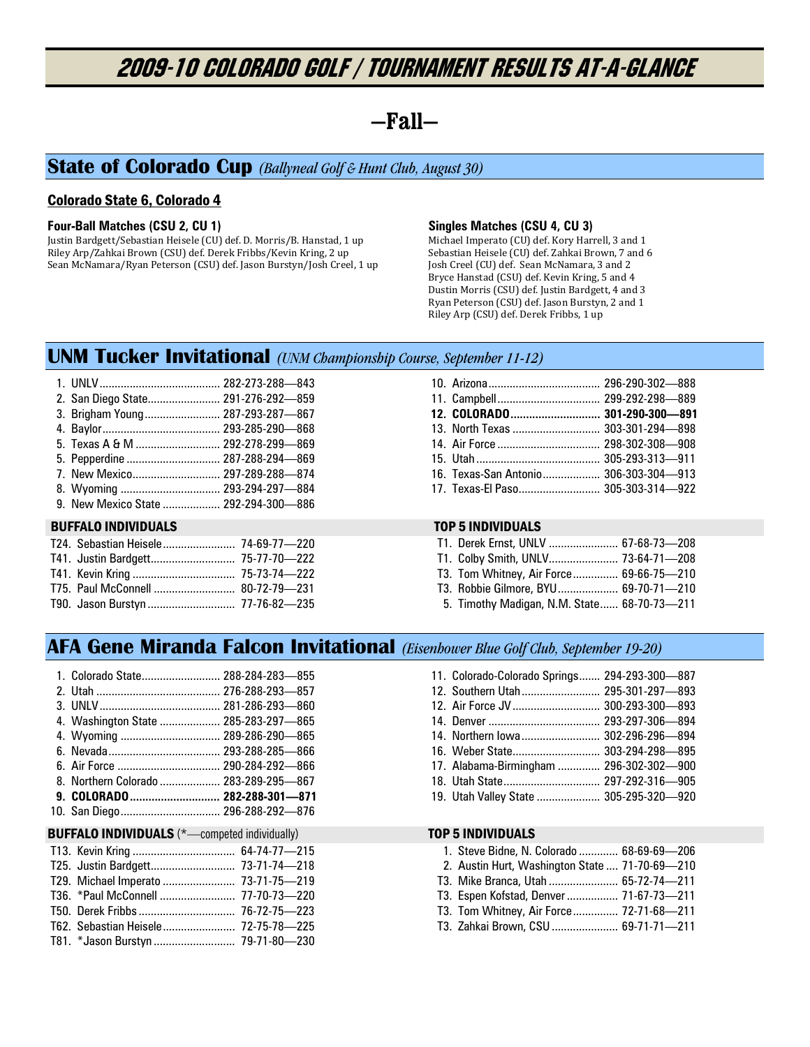# 2009-10 COLORADO GOLF / TOURNAMENT RESULTS AT-A-GLANCE

## —Fall—

## State of Colorado Cup *(Ballyneal Golf & Hunt Club, August 30)*

**Colorado State 6, Colorado 4**

**Four-Ball Matches (CSU 2, CU 1)**

Justin Bardgett/Sebastian Heisele (CU) def. D. Morris/B. Hanstad, 1 up
Riley Arp/Zahkai Brown (CSU) def. Derek Fribbs/Kevin Kring, 2 up
Sean McNamara/Ryan Peterson (CSU) def. Jason Burstyn/Josh Creel, 1 up

**Singles Matches (CSU 4, CU 3)**

Michael Imperato (CU) def. Kory Harrell, 3 and 1
Sebastian Heisele (CU) def. Zahkai Brown, 7 and 6
Josh Creel (CU) def. Sean McNamara, 3 and 2
Bryce Hanstad (CSU) def. Kevin Kring, 5 and 4
Dustin Morris (CSU) def. Justin Bardgett, 4 and 3
Ryan Peterson (CSU) def. Jason Burstyn, 2 and 1
Riley Arp (CSU) def. Derek Fribbs, 1 up

## UNM Tucker Invitational *(UNM Championship Course, September 11-12)*

| Place | Team | Score |
|---|---|---|
| 1. | UNLV | 282-273-288—843 |
| 2. | San Diego State | 291-276-292—859 |
| 3. | Brigham Young | 287-293-287—867 |
| 4. | Baylor | 293-285-290—868 |
| 5. | Texas A & M | 292-278-299—869 |
| 5. | Pepperdine | 287-288-294—869 |
| 7. | New Mexico | 297-289-288—874 |
| 8. | Wyoming | 293-294-297—884 |
| 9. | New Mexico State | 292-294-300—886 |
| 10. | Arizona | 296-290-302—888 |
| 11. | Campbell | 299-292-298—889 |
| **12.** | **COLORADO** | **301-290-300—891** |
| 13. | North Texas | 303-301-294—898 |
| 14. | Air Force | 298-302-308—908 |
| 15. | Utah | 305-293-313—911 |
| 16. | Texas-San Antonio | 306-303-304—913 |
| 17. | Texas-El Paso | 305-303-314—922 |

**BUFFALO INDIVIDUALS**

| Place | Player | Score |
|---|---|---|
| T24. | Sebastian Heisele | 74-69-77—220 |
| T41. | Justin Bardgett | 75-77-70—222 |
| T41. | Kevin Kring | 75-73-74—222 |
| T75. | Paul McConnell | 80-72-79—231 |
| T90. | Jason Burstyn | 77-76-82—235 |

**TOP 5 INDIVIDUALS**

| Place | Player | Score |
|---|---|---|
| T1. | Derek Ernst, UNLV | 67-68-73—208 |
| T1. | Colby Smith, UNLV | 73-64-71—208 |
| T3. | Tom Whitney, Air Force | 69-66-75—210 |
| T3. | Robbie Gilmore, BYU | 69-70-71—210 |
| 5. | Timothy Madigan, N.M. State | 68-70-73—211 |

## AFA Gene Miranda Falcon Invitational *(Eisenhower Blue Golf Club, September 19-20)*

| Place | Team | Score |
|---|---|---|
| 1. | Colorado State | 288-284-283—855 |
| 2. | Utah | 276-288-293—857 |
| 3. | UNLV | 281-286-293—860 |
| 4. | Washington State | 285-283-297—865 |
| 4. | Wyoming | 289-286-290—865 |
| 6. | Nevada | 293-288-285—866 |
| 6. | Air Force | 290-284-292—866 |
| 8. | Northern Colorado | 283-289-295—867 |
| **9.** | **COLORADO** | **282-288-301—871** |
| 10. | San Diego | 296-288-292—876 |
| 11. | Colorado-Colorado Springs | 294-293-300—887 |
| 12. | Southern Utah | 295-301-297—893 |
| 12. | Air Force JV | 300-293-300—893 |
| 14. | Denver | 293-297-306—894 |
| 14. | Northern Iowa | 302-296-296—894 |
| 16. | Weber State | 303-294-298—895 |
| 17. | Alabama-Birmingham | 296-302-302—900 |
| 18. | Utah State | 297-292-316—905 |
| 19. | Utah Valley State | 305-295-320—920 |

**BUFFALO INDIVIDUALS** (*—competed individually)

| Place | Player | Score |
|---|---|---|
| T13. | Kevin Kring | 64-74-77—215 |
| T25. | Justin Bardgett | 73-71-74—218 |
| T29. | Michael Imperato | 73-71-75—219 |
| T36. | *Paul McConnell | 77-70-73—220 |
| T50. | Derek Fribbs | 76-72-75—223 |
| T62. | Sebastian Heisele | 72-75-78—225 |
| T81. | *Jason Burstyn | 79-71-80—230 |

**TOP 5 INDIVIDUALS**

| Place | Player | Score |
|---|---|---|
| 1. | Steve Bidne, N. Colorado | 68-69-69—206 |
| 2. | Austin Hurt, Washington State | 71-70-69—210 |
| T3. | Mike Branca, Utah | 65-72-74—211 |
| T3. | Espen Kofstad, Denver | 71-67-73—211 |
| T3. | Tom Whitney, Air Force | 72-71-68—211 |
| T3. | Zahkai Brown, CSU | 69-71-71—211 |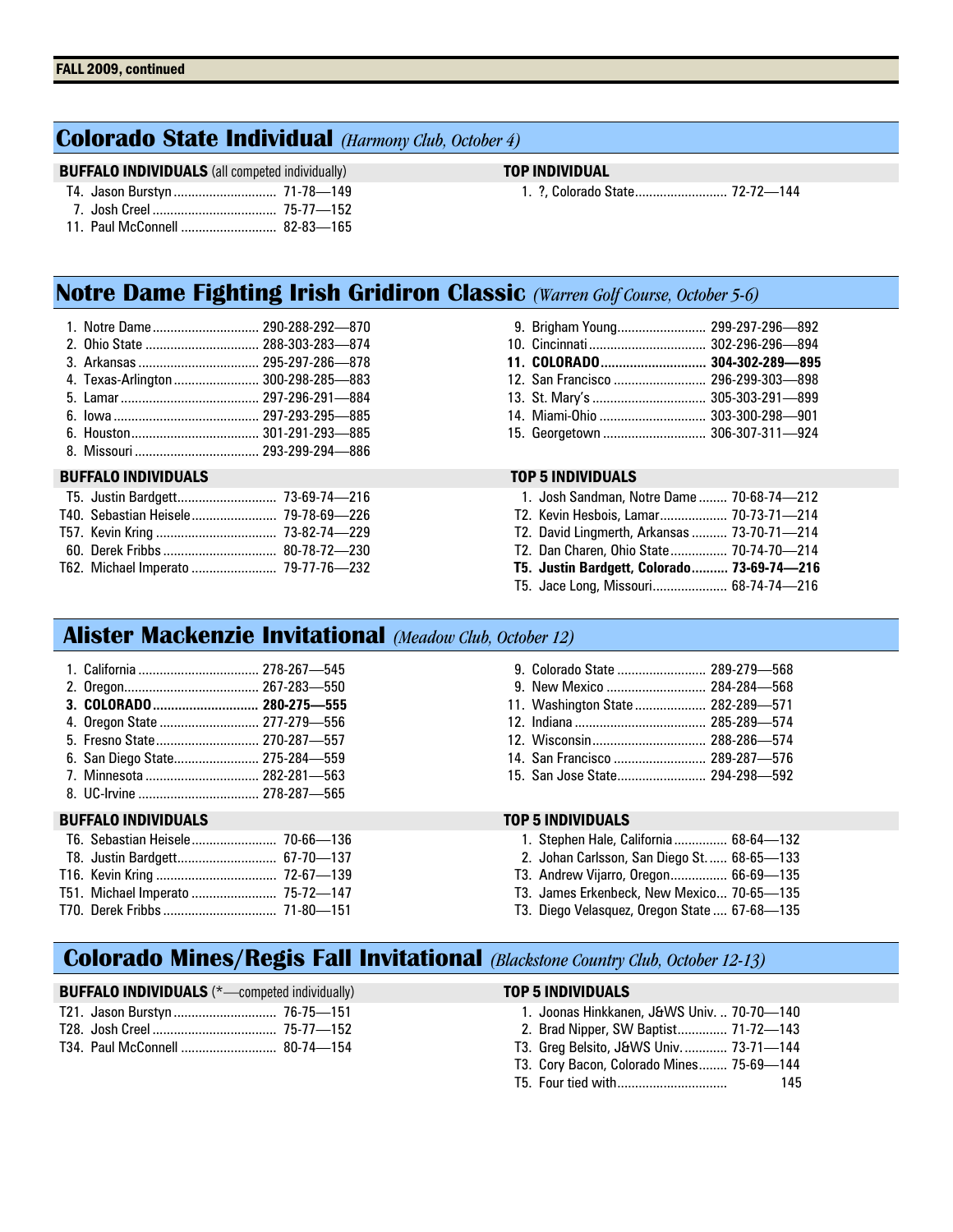**FALL 2009, continued**

## Colorado State Individual *(Harmony Club, October 4)*

**BUFFALO INDIVIDUALS** (all competed individually)

| | | |
|---|---|---|
| T4. | Jason Burstyn | 71-78—149 |
| 7. | Josh Creel | 75-77—152 |
| 11. | Paul McConnell | 82-83—165 |

**TOP INDIVIDUAL**

| | | |
|---|---|---|
| 1. | ?, Colorado State | 72-72—144 |

## Notre Dame Fighting Irish Gridiron Classic *(Warren Golf Course, October 5-6)*

| | | |
|---|---|---|
| 1. | Notre Dame | 290-288-292—870 |
| 2. | Ohio State | 288-303-283—874 |
| 3. | Arkansas | 295-297-286—878 |
| 4. | Texas-Arlington | 300-298-285—883 |
| 5. | Lamar | 297-296-291—884 |
| 6. | Iowa | 297-293-295—885 |
| 6. | Houston | 301-291-293—885 |
| 8. | Missouri | 293-299-294—886 |
| 9. | Brigham Young | 299-297-296—892 |
| 10. | Cincinnati | 302-296-296—894 |
| **11.** | **COLORADO** | **304-302-289—895** |
| 12. | San Francisco | 296-299-303—898 |
| 13. | St. Mary's | 305-303-291—899 |
| 14. | Miami-Ohio | 303-300-298—901 |
| 15. | Georgetown | 306-307-311—924 |

**BUFFALO INDIVIDUALS**

| | | |
|---|---|---|
| T5. | Justin Bardgett | 73-69-74—216 |
| T40. | Sebastian Heisele | 79-78-69—226 |
| T57. | Kevin Kring | 73-82-74—229 |
| 60. | Derek Fribbs | 80-78-72—230 |
| T62. | Michael Imperato | 79-77-76—232 |

**TOP 5 INDIVIDUALS**

| | | |
|---|---|---|
| 1. | Josh Sandman, Notre Dame | 70-68-74—212 |
| T2. | Kevin Hesbois, Lamar | 70-73-71—214 |
| T2. | David Lingmerth, Arkansas | 73-70-71—214 |
| T2. | Dan Charen, Ohio State | 70-74-70—214 |
| **T5.** | **Justin Bardgett, Colorado** | **73-69-74—216** |
| T5. | Jace Long, Missouri | 68-74-74—216 |

## Alister Mackenzie Invitational *(Meadow Club, October 12)*

| | | |
|---|---|---|
| 1. | California | 278-267—545 |
| 2. | Oregon | 267-283—550 |
| **3.** | **COLORADO** | **280-275—555** |
| 4. | Oregon State | 277-279—556 |
| 5. | Fresno State | 270-287—557 |
| 6. | San Diego State | 275-284—559 |
| 7. | Minnesota | 282-281—563 |
| 8. | UC-Irvine | 278-287—565 |
| 9. | Colorado State | 289-279—568 |
| 9. | New Mexico | 284-284—568 |
| 11. | Washington State | 282-289—571 |
| 12. | Indiana | 285-289—574 |
| 12. | Wisconsin | 288-286—574 |
| 14. | San Francisco | 289-287—576 |
| 15. | San Jose State | 294-298—592 |

**BUFFALO INDIVIDUALS**

| | | |
|---|---|---|
| T6. | Sebastian Heisele | 70-66—136 |
| T8. | Justin Bardgett | 67-70—137 |
| T16. | Kevin Kring | 72-67—139 |
| T51. | Michael Imperato | 75-72—147 |
| T70. | Derek Fribbs | 71-80—151 |

**TOP 5 INDIVIDUALS**

| | | |
|---|---|---|
| 1. | Stephen Hale, California | 68-64—132 |
| 2. | Johan Carlsson, San Diego St. | 68-65—133 |
| T3. | Andrew Vijarro, Oregon | 66-69—135 |
| T3. | James Erkenbeck, New Mexico | 70-65—135 |
| T3. | Diego Velasquez, Oregon State | 67-68—135 |

## Colorado Mines/Regis Fall Invitational *(Blackstone Country Club, October 12-13)*

**BUFFALO INDIVIDUALS** (*—competed individually)

| | | |
|---|---|---|
| T21. | Jason Burstyn | 76-75—151 |
| T28. | Josh Creel | 75-77—152 |
| T34. | Paul McConnell | 80-74—154 |

**TOP 5 INDIVIDUALS**

| | | |
|---|---|---|
| 1. | Joonas Hinkkanen, J&WS Univ. | 70-70—140 |
| 2. | Brad Nipper, SW Baptist | 71-72—143 |
| T3. | Greg Belsito, J&WS Univ. | 73-71—144 |
| T3. | Cory Bacon, Colorado Mines | 75-69—144 |
| T5. | Four tied with | 145 |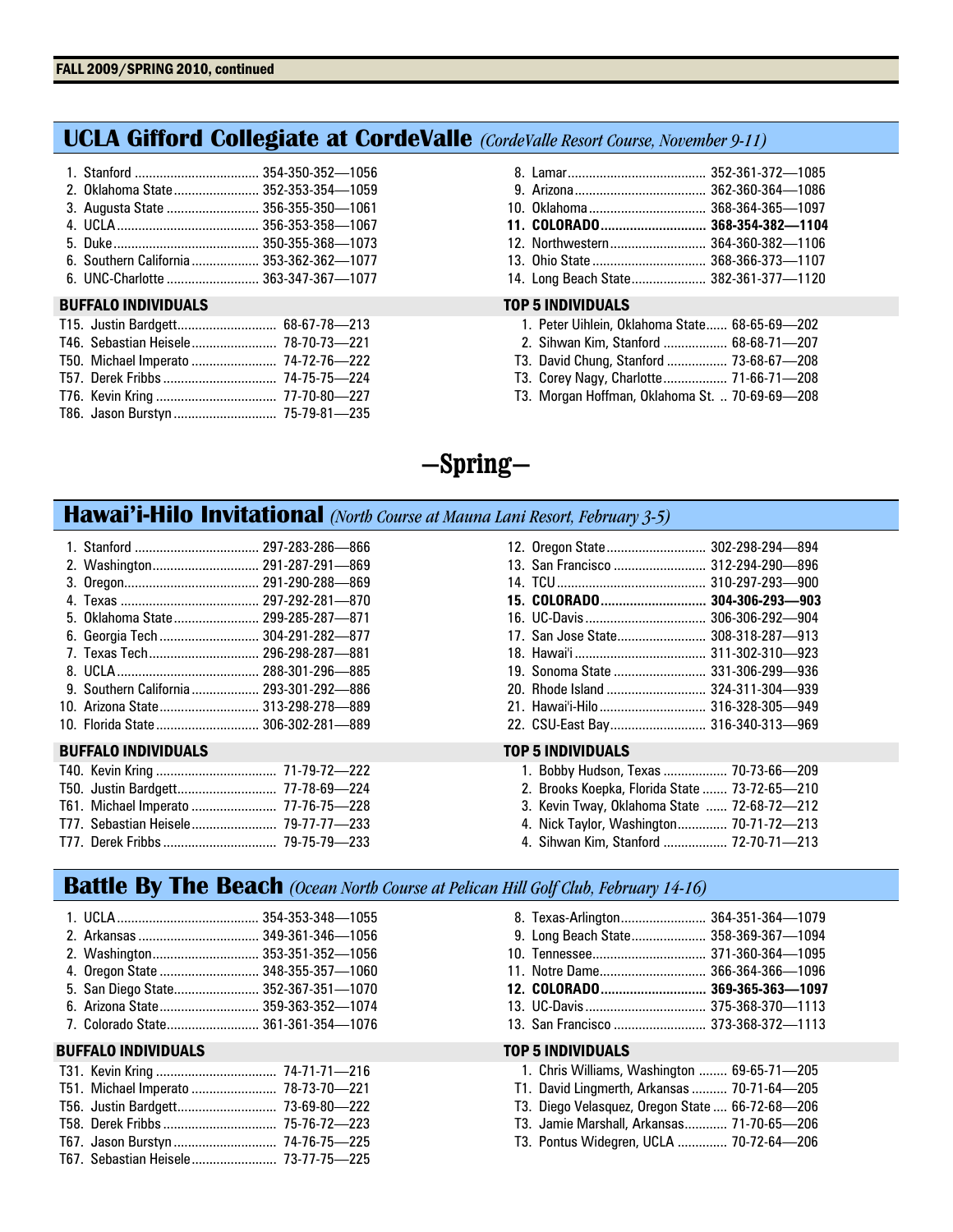FALL 2009/SPRING 2010, continued

## UCLA Gifford Collegiate at CordeValle *(CordeValle Resort Course, November 9-11)*

1. Stanford .................................. 354-350-352—1056
2. Oklahoma State ........................ 352-353-354—1059
3. Augusta State .......................... 356-355-350—1061
4. UCLA ....................................... 356-353-358—1067
5. Duke ........................................ 350-355-368—1073
6. Southern California ................... 353-362-362—1077
6. UNC-Charlotte .......................... 363-347-367—1077
8. Lamar ...................................... 352-361-372—1085
9. Arizona .................................... 362-360-364—1086
10. Oklahoma ................................ 368-364-365—1097
11. **COLORADO ............................ 368-354-382—1104**
12. Northwestern ........................... 364-360-382—1106
13. Ohio State ................................ 368-366-373—1107
14. Long Beach State ..................... 382-361-377—1120

### BUFFALO INDIVIDUALS

T15. Justin Bardgett ............................ 68-67-78—213
T46. Sebastian Heisele ........................ 78-70-73—221
T50. Michael Imperato ........................ 74-72-76—222
T57. Derek Fribbs ................................ 74-75-75—224
T76. Kevin Kring .................................. 77-70-80—227
T86. Jason Burstyn ............................. 75-79-81—235

### TOP 5 INDIVIDUALS

1. Peter Uihlein, Oklahoma State ...... 68-65-69—202
2. Sihwan Kim, Stanford ................. 68-68-71—207
T3. David Chung, Stanford ................ 73-68-67—208
T3. Corey Nagy, Charlotte ................. 71-66-71—208
T3. Morgan Hoffman, Oklahoma St. .. 70-69-69—208

# —Spring—

## Hawai'i-Hilo Invitational *(North Course at Mauna Lani Resort, February 3-5)*

1. Stanford .................................. 297-283-286—866
2. Washington ............................. 291-287-291—869
3. Oregon ..................................... 291-290-288—869
4. Texas ...................................... 297-292-281—870
5. Oklahoma State ........................ 299-285-287—871
6. Georgia Tech ............................ 304-291-282—877
7. Texas Tech ............................... 296-298-287—881
8. UCLA ....................................... 288-301-296—885
9. Southern California ................... 293-301-292—886
10. Arizona State ........................... 313-298-278—889
10. Florida State ............................ 306-302-281—889
12. Oregon State ........................... 302-298-294—894
13. San Francisco .......................... 312-294-290—896
14. TCU ......................................... 310-297-293—900
15. **COLORADO ............................ 304-306-293—903**
16. UC-Davis ................................. 306-306-292—904
17. San Jose State ......................... 308-318-287—913
18. Hawai'i .................................... 311-302-310—923
19. Sonoma State .......................... 331-306-299—936
20. Rhode Island ........................... 324-311-304—939
21. Hawai'i-Hilo ............................. 316-328-305—949
22. CSU-East Bay .......................... 316-340-313—969

### BUFFALO INDIVIDUALS

T40. Kevin Kring .................................. 71-79-72—222
T50. Justin Bardgett ............................ 77-78-69—224
T61. Michael Imperato ........................ 77-76-75—228
T77. Sebastian Heisele ........................ 79-77-77—233
T77. Derek Fribbs ................................ 79-75-79—233

### TOP 5 INDIVIDUALS

1. Bobby Hudson, Texas ................. 70-73-66—209
2. Brooks Koepka, Florida State ....... 73-72-65—210
3. Kevin Tway, Oklahoma State ...... 72-68-72—212
4. Nick Taylor, Washington ............. 70-71-72—213
4. Sihwan Kim, Stanford ................. 72-70-71—213

## Battle By The Beach *(Ocean North Course at Pelican Hill Golf Club, February 14-16)*

1. UCLA ....................................... 354-353-348—1055
2. Arkansas ................................. 349-361-346—1056
2. Washington ............................. 353-351-352—1056
4. Oregon State ............................ 348-355-357—1060
5. San Diego State ........................ 352-367-351—1070
6. Arizona State ........................... 359-363-352—1074
7. Colorado State .......................... 361-361-354—1076
8. Texas-Arlington ........................ 364-351-364—1079
9. Long Beach State ..................... 358-369-367—1094
10. Tennessee ............................... 371-360-364—1095
11. Notre Dame ............................. 366-364-366—1096
12. **COLORADO ............................ 369-365-363—1097**
13. UC-Davis ................................. 375-368-370—1113
13. San Francisco .......................... 373-368-372—1113

### BUFFALO INDIVIDUALS

T31. Kevin Kring .................................. 74-71-71—216
T51. Michael Imperato ........................ 78-73-70—221
T56. Justin Bardgett ............................ 73-69-80—222
T58. Derek Fribbs ................................ 75-76-72—223
T67. Jason Burstyn ............................. 74-76-75—225
T67. Sebastian Heisele ........................ 73-77-75—225

### TOP 5 INDIVIDUALS

1. Chris Williams, Washington ........ 69-65-71—205
T1. David Lingmerth, Arkansas .......... 70-71-64—205
T3. Diego Velasquez, Oregon State .... 66-72-68—206
T3. Jamie Marshall, Arkansas ............ 71-70-65—206
T3. Pontus Widegren, UCLA ............. 70-72-64—206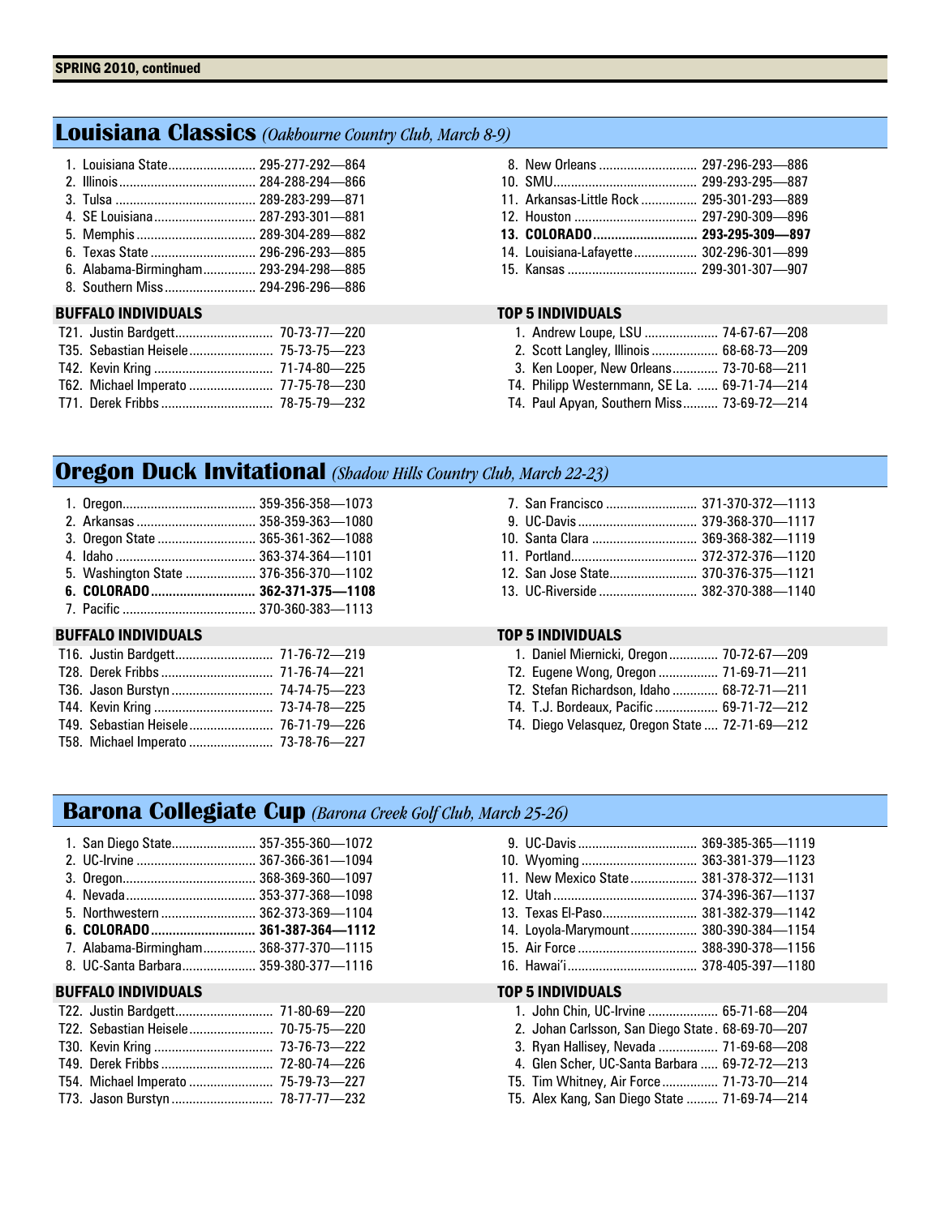**SPRING 2010, continued**

## Louisiana Classics *(Oakbourne Country Club, March 8-9)*

1. Louisiana State ........................ 295-277-292—864
2. Illinois ........................ 284-288-294—866
3. Tulsa ........................ 289-283-299—871
4. SE Louisiana ........................ 287-293-301—881
5. Memphis ........................ 289-304-289—882
6. Texas State ........................ 296-296-293—885
6. Alabama-Birmingham ........................ 293-294-298—885
8. Southern Miss ........................ 294-296-296—886
8. New Orleans ........................ 297-296-293—886
10. SMU ........................ 299-293-295—887
11. Arkansas-Little Rock ........................ 295-301-293—889
12. Houston ........................ 297-290-309—896
13. **COLORADO ........................ 293-295-309—897**
14. Louisiana-Lafayette ........................ 302-296-301—899
15. Kansas ........................ 299-301-307—907

### BUFFALO INDIVIDUALS

T21. Justin Bardgett ........................ 70-73-77—220
T35. Sebastian Heisele ........................ 75-73-75—223
T42. Kevin Kring ........................ 71-74-80—225
T62. Michael Imperato ........................ 77-75-78—230
T71. Derek Fribbs ........................ 78-75-79—232

### TOP 5 INDIVIDUALS

1. Andrew Loupe, LSU ........................ 74-67-67—208
2. Scott Langley, Illinois ........................ 68-68-73—209
3. Ken Looper, New Orleans ........................ 73-70-68—211
T4. Philipp Westernmann, SE La. ...... 69-71-74—214
T4. Paul Apyan, Southern Miss ........................ 73-69-72—214

## Oregon Duck Invitational *(Shadow Hills Country Club, March 22-23)*

1. Oregon ........................ 359-356-358—1073
2. Arkansas ........................ 358-359-363—1080
3. Oregon State ........................ 365-361-362—1088
4. Idaho ........................ 363-374-364—1101
5. Washington State ........................ 376-356-370—1102
6. **COLORADO ........................ 362-371-375—1108**
7. Pacific ........................ 370-360-383—1113
7. San Francisco ........................ 371-370-372—1113
9. UC-Davis ........................ 379-368-370—1117
10. Santa Clara ........................ 369-368-382—1119
11. Portland ........................ 372-372-376—1120
12. San Jose State ........................ 370-376-375—1121
13. UC-Riverside ........................ 382-370-388—1140

### BUFFALO INDIVIDUALS

T16. Justin Bardgett ........................ 71-76-72—219
T28. Derek Fribbs ........................ 71-76-74—221
T36. Jason Burstyn ........................ 74-74-75—223
T44. Kevin Kring ........................ 73-74-78—225
T49. Sebastian Heisele ........................ 76-71-79—226
T58. Michael Imperato ........................ 73-78-76—227

### TOP 5 INDIVIDUALS

1. Daniel Miernicki, Oregon ........................ 70-72-67—209
T2. Eugene Wong, Oregon ........................ 71-69-71—211
T2. Stefan Richardson, Idaho ........................ 68-72-71—211
T4. T.J. Bordeaux, Pacific ........................ 69-71-72—212
T4. Diego Velasquez, Oregon State .... 72-71-69—212

## Barona Collegiate Cup *(Barona Creek Golf Club, March 25-26)*

1. San Diego State ........................ 357-355-360—1072
2. UC-Irvine ........................ 367-366-361—1094
3. Oregon ........................ 368-369-360—1097
4. Nevada ........................ 353-377-368—1098
5. Northwestern ........................ 362-373-369—1104
6. **COLORADO ........................ 361-387-364—1112**
7. Alabama-Birmingham ........................ 368-377-370—1115
8. UC-Santa Barbara ........................ 359-380-377—1116
9. UC-Davis ........................ 369-385-365—1119
10. Wyoming ........................ 363-381-379—1123
11. New Mexico State ........................ 381-378-372—1131
12. Utah ........................ 374-396-367—1137
13. Texas El-Paso ........................ 381-382-379—1142
14. Loyola-Marymount ........................ 380-390-384—1154
15. Air Force ........................ 388-390-378—1156
16. Hawai'i ........................ 378-405-397—1180

### BUFFALO INDIVIDUALS

T22. Justin Bardgett ........................ 71-80-69—220
T22. Sebastian Heisele ........................ 70-75-75—220
T30. Kevin Kring ........................ 73-76-73—222
T49. Derek Fribbs ........................ 72-80-74—226
T54. Michael Imperato ........................ 75-79-73—227
T73. Jason Burstyn ........................ 78-77-77—232

### TOP 5 INDIVIDUALS

1. John Chin, UC-Irvine ........................ 65-71-68—204
2. Johan Carlsson, San Diego State . 68-69-70—207
3. Ryan Hallisey, Nevada ........................ 71-69-68—208
4. Glen Scher, UC-Santa Barbara ..... 69-72-72—213
T5. Tim Whitney, Air Force ........................ 71-73-70—214
T5. Alex Kang, San Diego State ......... 71-69-74—214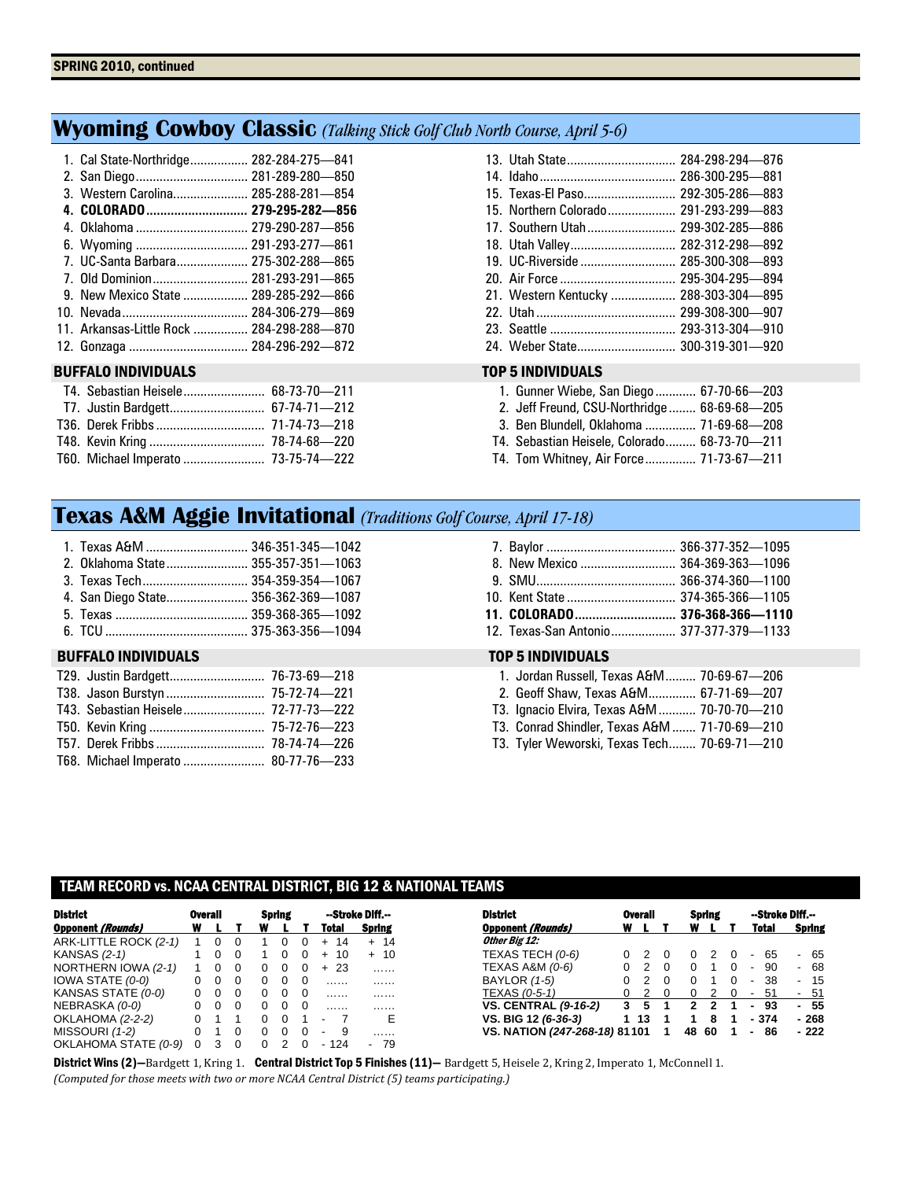**SPRING 2010, continued**

## Wyoming Cowboy Classic *(Talking Stick Golf Club North Course, April 5-6)*

1. Cal State-Northridge.................. 282-284-275—841
2. San Diego................................ 281-289-280—850
3. Western Carolina...................... 285-288-281—854
4. **COLORADO............................ 279-295-282—856**
4. Oklahoma ................................ 279-290-287—856
6. Wyoming ................................ 291-293-277—861
7. UC-Santa Barbara..................... 275-302-288—865
7. Old Dominion........................... 281-293-291—865
9. New Mexico State ................... 289-285-292—866
10. Nevada.................................... 284-306-279—869
11. Arkansas-Little Rock ................ 284-298-288—870
12. Gonzaga .................................. 284-296-292—872
13. Utah State................................ 284-298-294—876
14. Idaho....................................... 286-300-295—881
15. Texas-El Paso........................... 292-305-286—883
15. Northern Colorado.................... 291-293-299—883
17. Southern Utah.......................... 299-302-285—886
18. Utah Valley............................... 282-312-298—892
19. UC-Riverside ........................... 285-300-308—893
20. Air Force ................................. 295-304-295—894
21. Western Kentucky ................... 288-303-304—895
22. Utah ........................................ 299-308-300—907
23. Seattle .................................... 293-313-304—910
24. Weber State............................. 300-319-301—920

### BUFFALO INDIVIDUALS

- T4. Sebastian Heisele........................ 68-73-70—211
- T7. Justin Bardgett............................ 67-74-71—212
- T36. Derek Fribbs ................................ 71-74-73—218
- T48. Kevin Kring .................................. 78-74-68—220
- T60. Michael Imperato ........................ 73-75-74—222

### TOP 5 INDIVIDUALS

1. Gunner Wiebe, San Diego ............ 67-70-66—203
2. Jeff Freund, CSU-Northridge ........ 68-69-68—205
3. Ben Blundell, Oklahoma ............... 71-69-68—208
- T4. Sebastian Heisele, Colorado......... 68-73-70—211
- T4. Tom Whitney, Air Force............... 71-73-67—211

## Texas A&M Aggie Invitational *(Traditions Golf Course, April 17-18)*

1. Texas A&M .............................. 346-351-345—1042
2. Oklahoma State........................ 355-357-351—1063
3. Texas Tech............................... 354-359-354—1067
4. San Diego State........................ 356-362-369—1087
5. Texas ...................................... 359-368-365—1092
6. TCU ......................................... 375-363-356—1094
7. Baylor ...................................... 366-377-352—1095
8. New Mexico ............................ 364-369-363—1096
9. SMU......................................... 366-374-360—1100
10. Kent State ................................ 374-365-366—1105
11. **COLORADO............................ 376-368-366—1110**
12. Texas-San Antonio................... 377-377-379—1133

### BUFFALO INDIVIDUALS

- T29. Justin Bardgett............................ 76-73-69—218
- T38. Jason Burstyn ............................. 75-72-74—221
- T43. Sebastian Heisele........................ 72-77-73—222
- T50. Kevin Kring .................................. 75-72-76—223
- T57. Derek Fribbs ................................ 78-74-74—226
- T68. Michael Imperato ........................ 80-77-76—233

### TOP 5 INDIVIDUALS

1. Jordan Russell, Texas A&M......... 70-69-67—206
2. Geoff Shaw, Texas A&M.............. 67-71-69—207
- T3. Ignacio Elvira, Texas A&M ........... 70-70-70—210
- T3. Conrad Shindler, Texas A&M ....... 71-70-69—210
- T3. Tyler Weworski, Texas Tech........ 70-69-71—210

## TEAM RECORD vs. NCAA CENTRAL DISTRICT, BIG 12 & NATIONAL TEAMS

| District | Overall | | | Spring | | | --Stroke Diff.-- | |
|---|---|---|---|---|---|---|---|---|
| Opponent *(Rounds)* | W | L | T | W | L | T | Total | Spring |
| ARK-LITTLE ROCK *(2-1)* | 1 | 0 | 0 | 1 | 0 | 0 | + 14 | + 14 |
| KANSAS *(2-1)* | 1 | 0 | 0 | 1 | 0 | 0 | + 10 | + 10 |
| NORTHERN IOWA *(2-1)* | 1 | 0 | 0 | 0 | 0 | 0 | + 23 | …… |
| IOWA STATE *(0-0)* | 0 | 0 | 0 | 0 | 0 | 0 | …… | …… |
| KANSAS STATE *(0-0)* | 0 | 0 | 0 | 0 | 0 | 0 | …… | …… |
| NEBRASKA *(0-0)* | 0 | 0 | 0 | 0 | 0 | 0 | …… | …… |
| OKLAHOMA *(2-2-2)* | 0 | 1 | 1 | 0 | 0 | 1 | - 7 | E |
| MISSOURI *(1-2)* | 0 | 1 | 0 | 0 | 0 | 0 | - 9 | …… |
| OKLAHOMA STATE *(0-9)* | 0 | 3 | 0 | 0 | 2 | 0 | - 124 | - 79 |
| *Other Big 12:* | | | | | | | | |
| TEXAS TECH *(0-6)* | 0 | 2 | 0 | 0 | 2 | 0 | - 65 | - 65 |
| TEXAS A&M *(0-6)* | 0 | 2 | 0 | 0 | 1 | 0 | - 90 | - 68 |
| BAYLOR *(1-5)* | 0 | 2 | 0 | 0 | 1 | 0 | - 38 | - 15 |
| TEXAS *(0-5-1)* | 0 | 2 | 0 | 0 | 2 | 0 | - 51 | - 51 |
| **VS. CENTRAL *(9-16-2)*** | **3** | **5** | **1** | **2** | **2** | **1** | **- 93** | **- 55** |
| **VS. BIG 12 *(6-36-3)*** | **1** | **13** | **1** | **1** | **8** | **1** | **- 374** | **- 268** |
| **VS. NATION *(247-268-18)*** | **81** | **101** | **1** | **48** | **60** | **1** | **- 86** | **- 222** |

**District Wins (2)—**Bardgett 1, Kring 1. **Central District Top 5 Finishes (11)—** Bardgett 5, Heisele 2, Kring 2, Imperato 1, McConnell 1.

*(Computed for those meets with two or more NCAA Central District (5) teams participating.)*